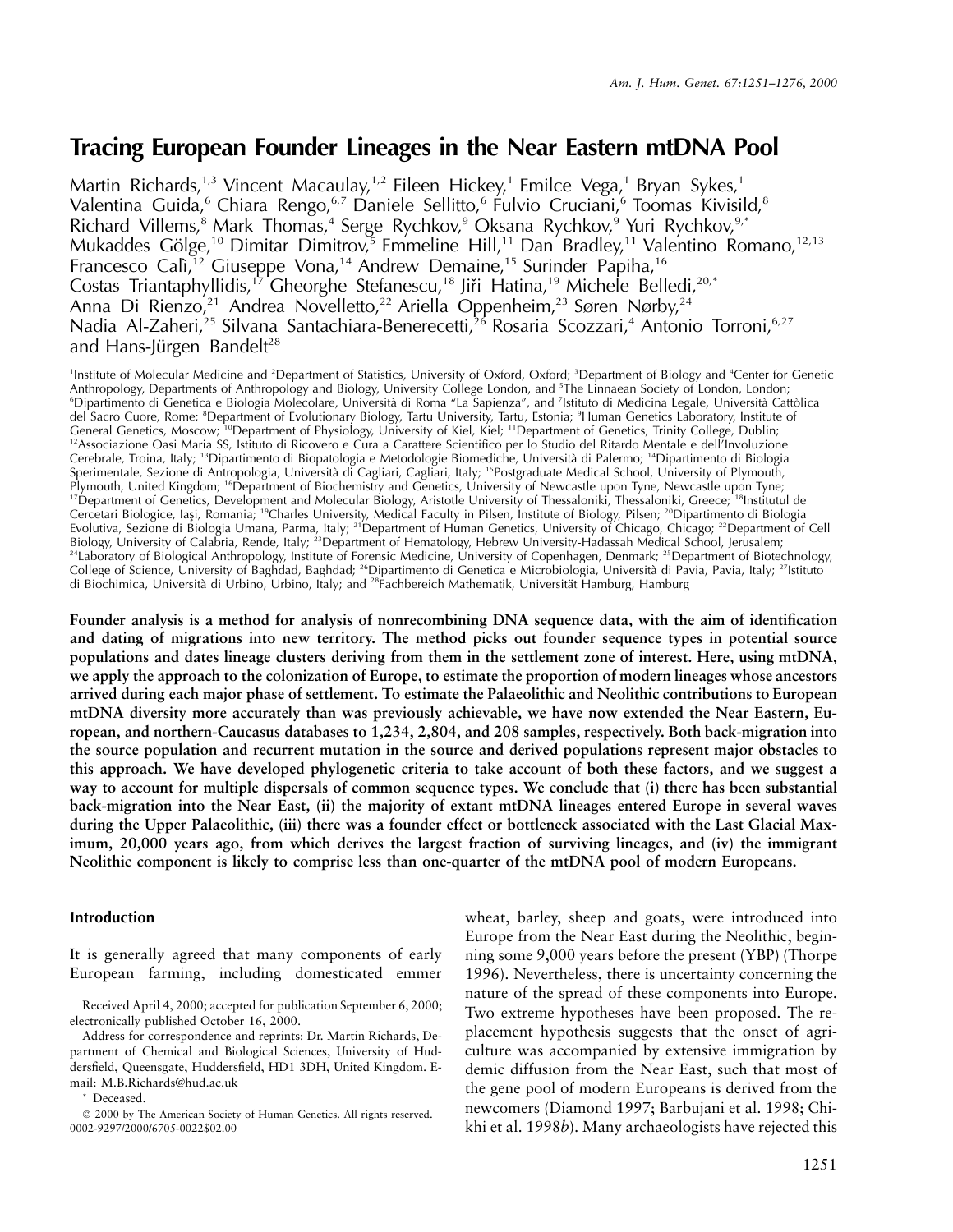# Tracing European Founder Lineages in the Near Eastern mtDNA Pool

Martin Richards,[1,3] Vincent Macaulay,[1,2] Eileen Hickey,[1] Emilce Vega,[1] Bryan Sykes,[1] Valentina Guida,[6] Chiara Rengo,[6,7] Daniele Sellitto,[6] Fulvio Cruciani,[6] Toomas Kivisild,[8] Richard Villems,[8] Mark Thomas,[4] Serge Rychkov,[9] Oksana Rychkov,[9] Yuri Rychkov,[9,*] Mukaddes Gölge,[10] Dimitar Dimitrov,[5] Emmeline Hill,[11] Dan Bradley,[11] Valentino Romano,[12,13] Francesco Calì,[12] Giuseppe Vona,[14] Andrew Demaine,[15] Surinder Papiha,[16] Costas Triantaphyllidis,[17] Gheorghe Stefanescu,[18] Jiři Hatina,[19] Michele Belledi,[20,*] Anna Di Rienzo,[21] Andrea Novelletto,[22] Ariella Oppenheim,[23] Søren Nørby,[24] Nadia Al-Zaheri,[25] Silvana Santachiara-Benerecetti,[26] Rosaria Scozzari,[4] Antonio Torroni,[6,27] and Hans-Jürgen Bandelt[28]

[1]Institute of Molecular Medicine and [2]Department of Statistics, University of Oxford, Oxford; [3]Department of Biology and [4]Center for Genetic Anthropology, Departments of Anthropology and Biology, University College London, and [5]The Linnaean Society of London, London; [6]Dipartimento di Genetica e Biologia Molecolare, Università di Roma "La Sapienza", and [7]Istituto di Medicina Legale, Università Cattòlica del Sacro Cuore, Rome; [8]Department of Evolutionary Biology, Tartu University, Tartu, Estonia; [9]Human Genetics Laboratory, Institute of General Genetics, Moscow; [10]Department of Physiology, University of Kiel, Kiel; [11]Department of Genetics, Trinity College, Dublin; [12]Associazione Oasi Maria SS, Istituto di Ricovero e Cura a Carattere Scientifico per lo Studio del Ritardo Mentale e dell'Involuzione Cerebrale, Troina, Italy; [13]Dipartimento di Biopatologia e Metodologie Biomediche, Università di Palermo; [14]Dipartimento di Biologia Sperimentale, Sezione di Antropologia, Università di Cagliari, Cagliari, Italy; [15]Postgraduate Medical School, University of Plymouth, Plymouth, United Kingdom; [16]Department of Biochemistry and Genetics, University of Newcastle upon Tyne, Newcastle upon Tyne; [17]Department of Genetics, Development and Molecular Biology, Aristotle University of Thessaloniki, Thessaloniki, Greece; [18]Institutul de Cercetari Biologice, Iaşi, Romania; [19]Charles University, Medical Faculty in Pilsen, Institute of Biology, Pilsen; [20]Dipartimento di Biologia Evolutiva, Sezione di Biologia Umana, Parma, Italy; [21]Department of Human Genetics, University of Chicago, Chicago; [22]Department of Cell Biology, University of Calabria, Rende, Italy; [23]Department of Hematology, Hebrew University-Hadassah Medical School, Jerusalem; [24]Laboratory of Biological Anthropology, Institute of Forensic Medicine, University of Copenhagen, Denmark; [25]Department of Biotechnology, College of Science, University of Baghdad, Baghdad; [26]Dipartimento di Genetica e Microbiologia, Università di Pavia, Pavia, Italy; [27]Istituto di Biochimica, Università di Urbino, Urbino, Italy; and [28]Fachbereich Mathematik, Universität Hamburg, Hamburg

**Founder analysis is a method for analysis of nonrecombining DNA sequence data, with the aim of identification and dating of migrations into new territory. The method picks out founder sequence types in potential source populations and dates lineage clusters deriving from them in the settlement zone of interest. Here, using mtDNA, we apply the approach to the colonization of Europe, to estimate the proportion of modern lineages whose ancestors arrived during each major phase of settlement. To estimate the Palaeolithic and Neolithic contributions to European mtDNA diversity more accurately than was previously achievable, we have now extended the Near Eastern, European, and northern-Caucasus databases to 1,234, 2,804, and 208 samples, respectively. Both back-migration into the source population and recurrent mutation in the source and derived populations represent major obstacles to this approach. We have developed phylogenetic criteria to take account of both these factors, and we suggest a way to account for multiple dispersals of common sequence types. We conclude that (i) there has been substantial back-migration into the Near East, (ii) the majority of extant mtDNA lineages entered Europe in several waves during the Upper Palaeolithic, (iii) there was a founder effect or bottleneck associated with the Last Glacial Maximum, 20,000 years ago, from which derives the largest fraction of surviving lineages, and (iv) the immigrant Neolithic component is likely to comprise less than one-quarter of the mtDNA pool of modern Europeans.**

## Introduction

It is generally agreed that many components of early European farming, including domesticated emmer wheat, barley, sheep and goats, were introduced into Europe from the Near East during the Neolithic, beginning some 9,000 years before the present (YBP) (Thorpe 1996). Nevertheless, there is uncertainty concerning the nature of the spread of these components into Europe. Two extreme hypotheses have been proposed. The replacement hypothesis suggests that the onset of agriculture was accompanied by extensive immigration by demic diffusion from the Near East, such that most of the gene pool of modern Europeans is derived from the newcomers (Diamond 1997; Barbujani et al. 1998; Chikhi et al. 1998*b*). Many archaeologists have rejected this

Received April 4, 2000; accepted for publication September 6, 2000; electronically published October 16, 2000.

Address for correspondence and reprints: Dr. Martin Richards, Department of Chemical and Biological Sciences, University of Huddersfield, Queensgate, Huddersfield, HD1 3DH, United Kingdom. E-mail: M.B.Richards@hud.ac.uk

\* Deceased.

© 2000 by The American Society of Human Genetics. All rights reserved. 0002-9297/2000/6705-0022$02.00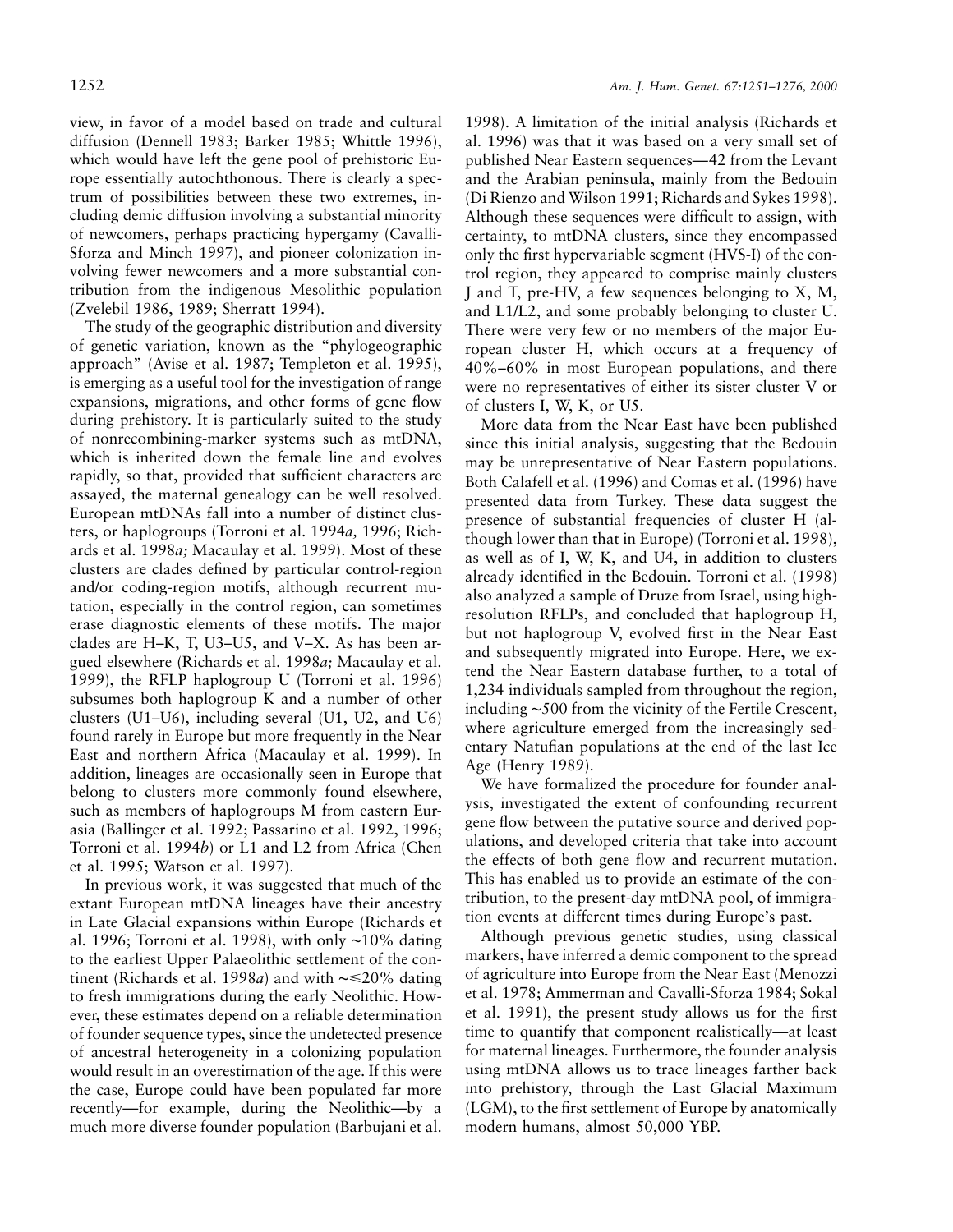view, in favor of a model based on trade and cultural diffusion (Dennell 1983; Barker 1985; Whittle 1996), which would have left the gene pool of prehistoric Europe essentially autochthonous. There is clearly a spectrum of possibilities between these two extremes, including demic diffusion involving a substantial minority of newcomers, perhaps practicing hypergamy (Cavalli-Sforza and Minch 1997), and pioneer colonization involving fewer newcomers and a more substantial contribution from the indigenous Mesolithic population (Zvelebil 1986, 1989; Sherratt 1994).

The study of the geographic distribution and diversity of genetic variation, known as the "phylogeographic approach" (Avise et al. 1987; Templeton et al. 1995), is emerging as a useful tool for the investigation of range expansions, migrations, and other forms of gene flow during prehistory. It is particularly suited to the study of nonrecombining-marker systems such as mtDNA, which is inherited down the female line and evolves rapidly, so that, provided that sufficient characters are assayed, the maternal genealogy can be well resolved. European mtDNAs fall into a number of distinct clusters, or haplogroups (Torroni et al. 1994*a,* 1996; Richards et al. 1998*a;* Macaulay et al. 1999). Most of these clusters are clades defined by particular control-region and/or coding-region motifs, although recurrent mutation, especially in the control region, can sometimes erase diagnostic elements of these motifs. The major clades are H–K, T, U3–U5, and V–X. As has been argued elsewhere (Richards et al. 1998*a;* Macaulay et al. 1999), the RFLP haplogroup U (Torroni et al. 1996) subsumes both haplogroup K and a number of other clusters (U1–U6), including several (U1, U2, and U6) found rarely in Europe but more frequently in the Near East and northern Africa (Macaulay et al. 1999). In addition, lineages are occasionally seen in Europe that belong to clusters more commonly found elsewhere, such as members of haplogroups M from eastern Eurasia (Ballinger et al. 1992; Passarino et al. 1992, 1996; Torroni et al. 1994*b*) or L1 and L2 from Africa (Chen et al. 1995; Watson et al. 1997).

In previous work, it was suggested that much of the extant European mtDNA lineages have their ancestry in Late Glacial expansions within Europe (Richards et al. 1996; Torroni et al. 1998), with only ~10% dating to the earliest Upper Palaeolithic settlement of the continent (Richards et al. 1998*a*) and with ~≤20% dating to fresh immigrations during the early Neolithic. However, these estimates depend on a reliable determination of founder sequence types, since the undetected presence of ancestral heterogeneity in a colonizing population would result in an overestimation of the age. If this were the case, Europe could have been populated far more recently—for example, during the Neolithic—by a much more diverse founder population (Barbujani et al. 1998). A limitation of the initial analysis (Richards et al. 1996) was that it was based on a very small set of published Near Eastern sequences—42 from the Levant and the Arabian peninsula, mainly from the Bedouin (Di Rienzo and Wilson 1991; Richards and Sykes 1998). Although these sequences were difficult to assign, with certainty, to mtDNA clusters, since they encompassed only the first hypervariable segment (HVS-I) of the control region, they appeared to comprise mainly clusters J and T, pre-HV, a few sequences belonging to X, M, and L1/L2, and some probably belonging to cluster U. There were very few or no members of the major European cluster H, which occurs at a frequency of 40%–60% in most European populations, and there were no representatives of either its sister cluster V or of clusters I, W, K, or U5.

More data from the Near East have been published since this initial analysis, suggesting that the Bedouin may be unrepresentative of Near Eastern populations. Both Calafell et al. (1996) and Comas et al. (1996) have presented data from Turkey. These data suggest the presence of substantial frequencies of cluster H (although lower than that in Europe) (Torroni et al. 1998), as well as of I, W, K, and U4, in addition to clusters already identified in the Bedouin. Torroni et al. (1998) also analyzed a sample of Druze from Israel, using high-resolution RFLPs, and concluded that haplogroup H, but not haplogroup V, evolved first in the Near East and subsequently migrated into Europe. Here, we extend the Near Eastern database further, to a total of 1,234 individuals sampled from throughout the region, including ~500 from the vicinity of the Fertile Crescent, where agriculture emerged from the increasingly sedentary Natufian populations at the end of the last Ice Age (Henry 1989).

We have formalized the procedure for founder analysis, investigated the extent of confounding recurrent gene flow between the putative source and derived populations, and developed criteria that take into account the effects of both gene flow and recurrent mutation. This has enabled us to provide an estimate of the contribution, to the present-day mtDNA pool, of immigration events at different times during Europe's past.

Although previous genetic studies, using classical markers, have inferred a demic component to the spread of agriculture into Europe from the Near East (Menozzi et al. 1978; Ammerman and Cavalli-Sforza 1984; Sokal et al. 1991), the present study allows us for the first time to quantify that component realistically—at least for maternal lineages. Furthermore, the founder analysis using mtDNA allows us to trace lineages farther back into prehistory, through the Last Glacial Maximum (LGM), to the first settlement of Europe by anatomically modern humans, almost 50,000 YBP.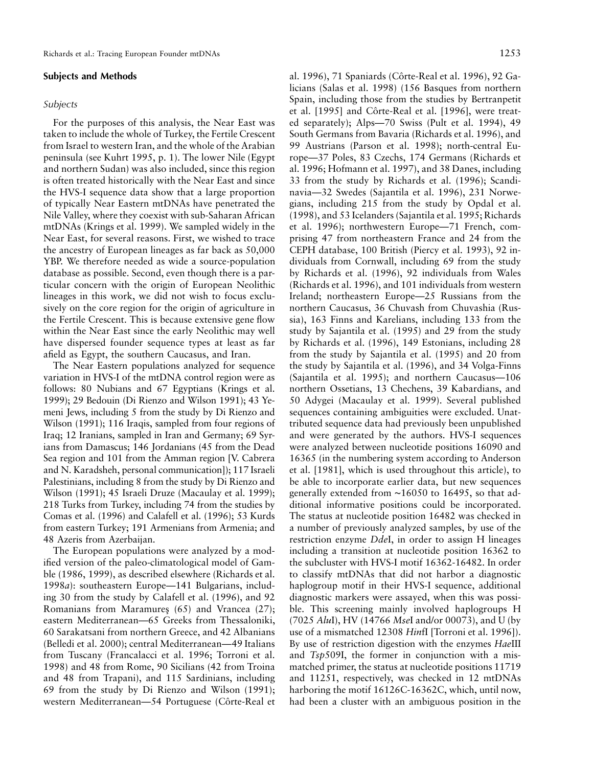## Subjects and Methods

### Subjects

For the purposes of this analysis, the Near East was taken to include the whole of Turkey, the Fertile Crescent from Israel to western Iran, and the whole of the Arabian peninsula (see Kuhrt 1995, p. 1). The lower Nile (Egypt and northern Sudan) was also included, since this region is often treated historically with the Near East and since the HVS-I sequence data show that a large proportion of typically Near Eastern mtDNAs have penetrated the Nile Valley, where they coexist with sub-Saharan African mtDNAs (Krings et al. 1999). We sampled widely in the Near East, for several reasons. First, we wished to trace the ancestry of European lineages as far back as 50,000 YBP. We therefore needed as wide a source-population database as possible. Second, even though there is a particular concern with the origin of European Neolithic lineages in this work, we did not wish to focus exclusively on the core region for the origin of agriculture in the Fertile Crescent. This is because extensive gene flow within the Near East since the early Neolithic may well have dispersed founder sequence types at least as far afield as Egypt, the southern Caucasus, and Iran.

The Near Eastern populations analyzed for sequence variation in HVS-I of the mtDNA control region were as follows: 80 Nubians and 67 Egyptians (Krings et al. 1999); 29 Bedouin (Di Rienzo and Wilson 1991); 43 Yemeni Jews, including 5 from the study by Di Rienzo and Wilson (1991); 116 Iraqis, sampled from four regions of Iraq; 12 Iranians, sampled in Iran and Germany; 69 Syrians from Damascus; 146 Jordanians (45 from the Dead Sea region and 101 from the Amman region [V. Cabrera and N. Karadsheh, personal communication]); 117 Israeli Palestinians, including 8 from the study by Di Rienzo and Wilson (1991); 45 Israeli Druze (Macaulay et al. 1999); 218 Turks from Turkey, including 74 from the studies by Comas et al. (1996) and Calafell et al. (1996); 53 Kurds from eastern Turkey; 191 Armenians from Armenia; and 48 Azeris from Azerbaijan.

The European populations were analyzed by a modified version of the paleo-climatological model of Gamble (1986, 1999), as described elsewhere (Richards et al. 1998*a*): southeastern Europe—141 Bulgarians, including 30 from the study by Calafell et al. (1996), and 92 Romanians from Maramureş (65) and Vrancea (27); eastern Mediterranean—65 Greeks from Thessaloniki, 60 Sarakatsani from northern Greece, and 42 Albanians (Belledi et al. 2000); central Mediterranean—49 Italians from Tuscany (Francalacci et al. 1996; Torroni et al. 1998) and 48 from Rome, 90 Sicilians (42 from Troina and 48 from Trapani), and 115 Sardinians, including 69 from the study by Di Rienzo and Wilson (1991); western Mediterranean—54 Portuguese (Côrte-Real et al. 1996), 71 Spaniards (Côrte-Real et al. 1996), 92 Galicians (Salas et al. 1998) (156 Basques from northern Spain, including those from the studies by Bertranpetit et al. [1995] and Côrte-Real et al. [1996], were treated separately); Alps—70 Swiss (Pult et al. 1994), 49 South Germans from Bavaria (Richards et al. 1996), and 99 Austrians (Parson et al. 1998); north-central Europe—37 Poles, 83 Czechs, 174 Germans (Richards et al. 1996; Hofmann et al. 1997), and 38 Danes, including 33 from the study by Richards et al. (1996); Scandinavia—32 Swedes (Sajantila et al. 1996), 231 Norwegians, including 215 from the study by Opdal et al. (1998), and 53 Icelanders (Sajantila et al. 1995; Richards et al. 1996); northwestern Europe—71 French, comprising 47 from northeastern France and 24 from the CEPH database, 100 British (Piercy et al. 1993), 92 individuals from Cornwall, including 69 from the study by Richards et al. (1996), 92 individuals from Wales (Richards et al. 1996), and 101 individuals from western Ireland; northeastern Europe—25 Russians from the northern Caucasus, 36 Chuvash from Chuvashia (Russia), 163 Finns and Karelians, including 133 from the study by Sajantila et al. (1995) and 29 from the study by Richards et al. (1996), 149 Estonians, including 28 from the study by Sajantila et al. (1995) and 20 from the study by Sajantila et al. (1996), and 34 Volga-Finns (Sajantila et al. 1995); and northern Caucasus—106 northern Ossetians, 13 Chechens, 39 Kabardians, and 50 Adygei (Macaulay et al. 1999). Several published sequences containing ambiguities were excluded. Unattributed sequence data had previously been unpublished and were generated by the authors. HVS-I sequences were analyzed between nucleotide positions 16090 and 16365 (in the numbering system according to Anderson et al. [1981], which is used throughout this article), to be able to incorporate earlier data, but new sequences generally extended from ~16050 to 16495, so that additional informative positions could be incorporated. The status at nucleotide position 16482 was checked in a number of previously analyzed samples, by use of the restriction enzyme *Dde*I, in order to assign H lineages including a transition at nucleotide position 16362 to the subcluster with HVS-I motif 16362-16482. In order to classify mtDNAs that did not harbor a diagnostic haplogroup motif in their HVS-I sequence, additional diagnostic markers were assayed, when this was possible. This screening mainly involved haplogroups H (7025 *Alu*I), HV (14766 *Mse*I and/or 00073), and U (by use of a mismatched 12308 *Hin*fI [Torroni et al. 1996]). By use of restriction digestion with the enzymes *Hae*III and *Tsp*509I, the former in conjunction with a mismatched primer, the status at nucleotide positions 11719 and 11251, respectively, was checked in 12 mtDNAs harboring the motif 16126C-16362C, which, until now, had been a cluster with an ambiguous position in the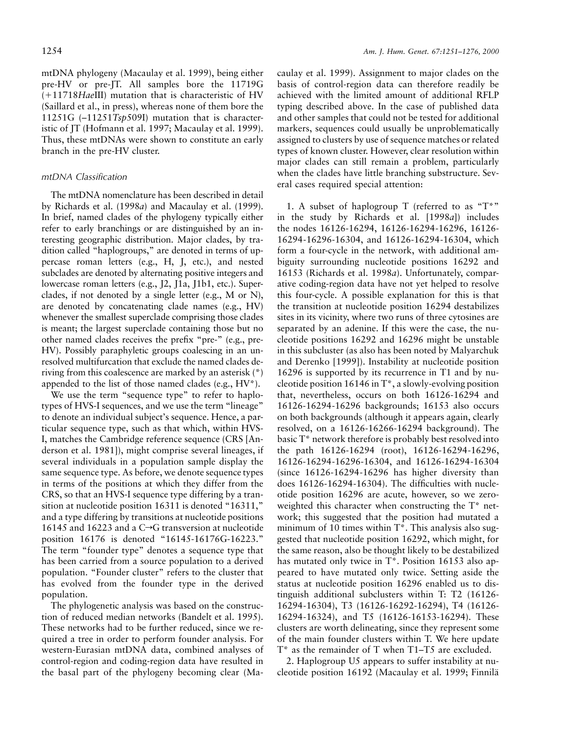mtDNA phylogeny (Macaulay et al. 1999), being either pre-HV or pre-JT. All samples bore the 11719G (+11718*Hae*III) mutation that is characteristic of HV (Saillard et al., in press), whereas none of them bore the 11251G (–11251*Tsp*509I) mutation that is characteristic of JT (Hofmann et al. 1997; Macaulay et al. 1999). Thus, these mtDNAs were shown to constitute an early branch in the pre-HV cluster.

### *mtDNA Classification*

The mtDNA nomenclature has been described in detail by Richards et al. (1998*a*) and Macaulay et al. (1999). In brief, named clades of the phylogeny typically either refer to early branchings or are distinguished by an interesting geographic distribution. Major clades, by tradition called "haplogroups," are denoted in terms of uppercase roman letters (e.g., H, J, etc.), and nested subclades are denoted by alternating positive integers and lowercase roman letters (e.g., J2, J1a, J1b1, etc.). Superclades, if not denoted by a single letter (e.g., M or N), are denoted by concatenating clade names (e.g., HV) whenever the smallest superclade comprising those clades is meant; the largest superclade containing those but no other named clades receives the prefix "pre-" (e.g., pre-HV). Possibly paraphyletic groups coalescing in an unresolved multifurcation that exclude the named clades deriving from this coalescence are marked by an asterisk (*) appended to the list of those named clades (e.g., HV*).

We use the term "sequence type" to refer to haplotypes of HVS-I sequences, and we use the term "lineage" to denote an individual subject's sequence. Hence, a particular sequence type, such as that which, within HVS-I, matches the Cambridge reference sequence (CRS [Anderson et al. 1981]), might comprise several lineages, if several individuals in a population sample display the same sequence type. As before, we denote sequence types in terms of the positions at which they differ from the CRS, so that an HVS-I sequence type differing by a transition at nucleotide position 16311 is denoted "16311," and a type differing by transitions at nucleotide positions 16145 and 16223 and a C→G transversion at nucleotide position 16176 is denoted "16145-16176G-16223." The term "founder type" denotes a sequence type that has been carried from a source population to a derived population. "Founder cluster" refers to the cluster that has evolved from the founder type in the derived population.

The phylogenetic analysis was based on the construction of reduced median networks (Bandelt et al. 1995). These networks had to be further reduced, since we required a tree in order to perform founder analysis. For western-Eurasian mtDNA data, combined analyses of control-region and coding-region data have resulted in the basal part of the phylogeny becoming clear (Macaulay et al. 1999). Assignment to major clades on the basis of control-region data can therefore readily be achieved with the limited amount of additional RFLP typing described above. In the case of published data and other samples that could not be tested for additional markers, sequences could usually be unproblematically assigned to clusters by use of sequence matches or related types of known cluster. However, clear resolution within major clades can still remain a problem, particularly when the clades have little branching substructure. Several cases required special attention:

1. A subset of haplogroup T (referred to as "T*" in the study by Richards et al. [1998*a*]) includes the nodes 16126-16294, 16126-16294-16296, 16126-16294-16296-16304, and 16126-16294-16304, which form a four-cycle in the network, with additional ambiguity surrounding nucleotide positions 16292 and 16153 (Richards et al. 1998*a*). Unfortunately, comparative coding-region data have not yet helped to resolve this four-cycle. A possible explanation for this is that the transition at nucleotide position 16294 destabilizes sites in its vicinity, where two runs of three cytosines are separated by an adenine. If this were the case, the nucleotide positions 16292 and 16296 might be unstable in this subcluster (as also has been noted by Malyarchuk and Derenko [1999]). Instability at nucleotide position 16296 is supported by its recurrence in T1 and by nucleotide position 16146 in T*, a slowly-evolving position that, nevertheless, occurs on both 16126-16294 and 16126-16294-16296 backgrounds; 16153 also occurs on both backgrounds (although it appears again, clearly resolved, on a 16126-16266-16294 background). The basic T* network therefore is probably best resolved into the path 16126-16294 (root), 16126-16294-16296, 16126-16294-16296-16304, and 16126-16294-16304 (since 16126-16294-16296 has higher diversity than does 16126-16294-16304). The difficulties with nucleotide position 16296 are acute, however, so we zero-weighted this character when constructing the T* network; this suggested that the position had mutated a minimum of 10 times within T*. This analysis also suggested that nucleotide position 16292, which might, for the same reason, also be thought likely to be destabilized has mutated only twice in T*. Position 16153 also appeared to have mutated only twice. Setting aside the status at nucleotide position 16296 enabled us to distinguish additional subclusters within T: T2 (16126-16294-16304), T3 (16126-16292-16294), T4 (16126-16294-16324), and T5 (16126-16153-16294). These clusters are worth delineating, since they represent some of the main founder clusters within T. We here update T* as the remainder of T when T1–T5 are excluded.

2. Haplogroup U5 appears to suffer instability at nucleotide position 16192 (Macaulay et al. 1999; Finnilä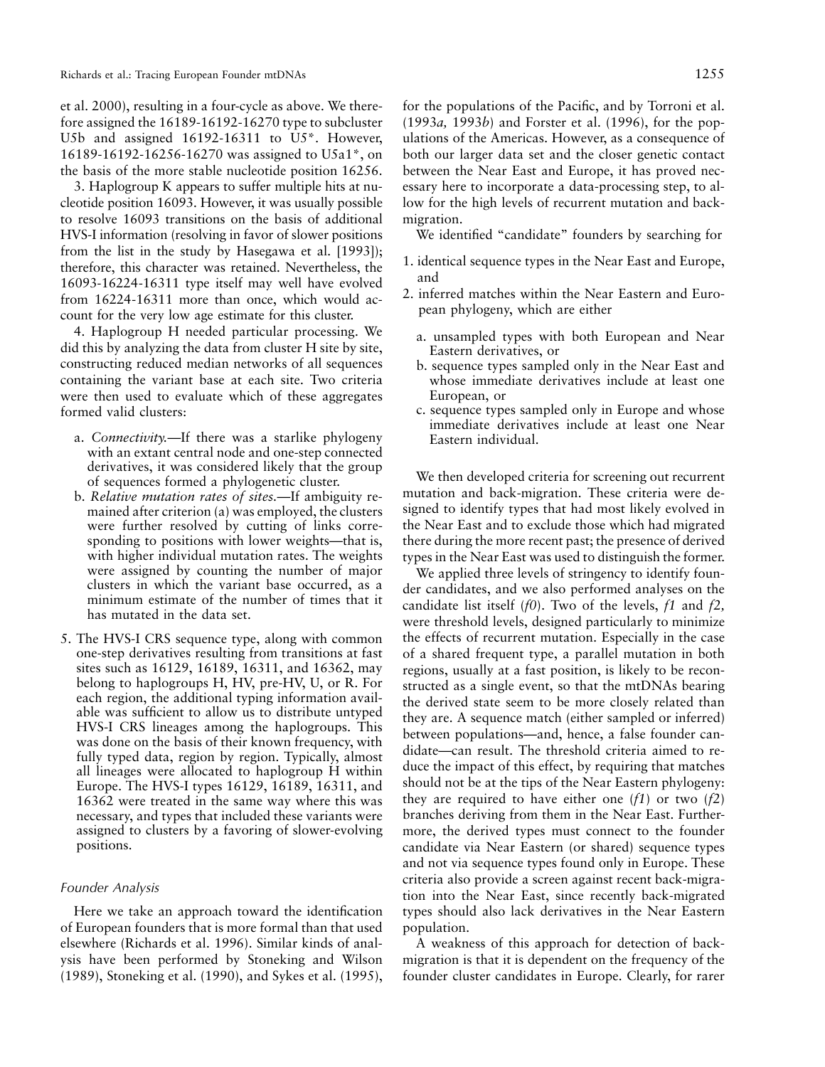et al. 2000), resulting in a four-cycle as above. We therefore assigned the 16189-16192-16270 type to subcluster U5b and assigned 16192-16311 to U5*. However, 16189-16192-16256-16270 was assigned to U5a1*, on the basis of the more stable nucleotide position 16256.

3. Haplogroup K appears to suffer multiple hits at nucleotide position 16093. However, it was usually possible to resolve 16093 transitions on the basis of additional HVS-I information (resolving in favor of slower positions from the list in the study by Hasegawa et al. [1993]); therefore, this character was retained. Nevertheless, the 16093-16224-16311 type itself may well have evolved from 16224-16311 more than once, which would account for the very low age estimate for this cluster.

4. Haplogroup H needed particular processing. We did this by analyzing the data from cluster H site by site, constructing reduced median networks of all sequences containing the variant base at each site. Two criteria were then used to evaluate which of these aggregates formed valid clusters:

   a. *Connectivity.*—If there was a starlike phylogeny with an extant central node and one-step connected derivatives, it was considered likely that the group of sequences formed a phylogenetic cluster.
   b. *Relative mutation rates of sites.*—If ambiguity remained after criterion (a) was employed, the clusters were further resolved by cutting of links corresponding to positions with lower weights—that is, with higher individual mutation rates. The weights were assigned by counting the number of major clusters in which the variant base occurred, as a minimum estimate of the number of times that it has mutated in the data set.

5. The HVS-I CRS sequence type, along with common one-step derivatives resulting from transitions at fast sites such as 16129, 16189, 16311, and 16362, may belong to haplogroups H, HV, pre-HV, U, or R. For each region, the additional typing information available was sufficient to allow us to distribute untyped HVS-I CRS lineages among the haplogroups. This was done on the basis of their known frequency, with fully typed data, region by region. Typically, almost all lineages were allocated to haplogroup H within Europe. The HVS-I types 16129, 16189, 16311, and 16362 were treated in the same way where this was necessary, and types that included these variants were assigned to clusters by a favoring of slower-evolving positions.

### Founder Analysis

Here we take an approach toward the identification of European founders that is more formal than that used elsewhere (Richards et al. 1996). Similar kinds of analysis have been performed by Stoneking and Wilson (1989), Stoneking et al. (1990), and Sykes et al. (1995), for the populations of the Pacific, and by Torroni et al. (1993*a,* 1993*b*) and Forster et al. (1996), for the populations of the Americas. However, as a consequence of both our larger data set and the closer genetic contact between the Near East and Europe, it has proved necessary here to incorporate a data-processing step, to allow for the high levels of recurrent mutation and back-migration.

We identified "candidate" founders by searching for

1. identical sequence types in the Near East and Europe, and
2. inferred matches within the Near Eastern and European phylogeny, which are either
   a. unsampled types with both European and Near Eastern derivatives, or
   b. sequence types sampled only in the Near East and whose immediate derivatives include at least one European, or
   c. sequence types sampled only in Europe and whose immediate derivatives include at least one Near Eastern individual.

We then developed criteria for screening out recurrent mutation and back-migration. These criteria were designed to identify types that had most likely evolved in the Near East and to exclude those which had migrated there during the more recent past; the presence of derived types in the Near East was used to distinguish the former.

We applied three levels of stringency to identify founder candidates, and we also performed analyses on the candidate list itself (*f0*). Two of the levels, *f1* and *f2,* were threshold levels, designed particularly to minimize the effects of recurrent mutation. Especially in the case of a shared frequent type, a parallel mutation in both regions, usually at a fast position, is likely to be reconstructed as a single event, so that the mtDNAs bearing the derived state seem to be more closely related than they are. A sequence match (either sampled or inferred) between populations—and, hence, a false founder candidate—can result. The threshold criteria aimed to reduce the impact of this effect, by requiring that matches should not be at the tips of the Near Eastern phylogeny: they are required to have either one (*f1*) or two (*f2*) branches deriving from them in the Near East. Furthermore, the derived types must connect to the founder candidate via Near Eastern (or shared) sequence types and not via sequence types found only in Europe. These criteria also provide a screen against recent back-migration into the Near East, since recently back-migrated types should also lack derivatives in the Near Eastern population.

A weakness of this approach for detection of back-migration is that it is dependent on the frequency of the founder cluster candidates in Europe. Clearly, for rarer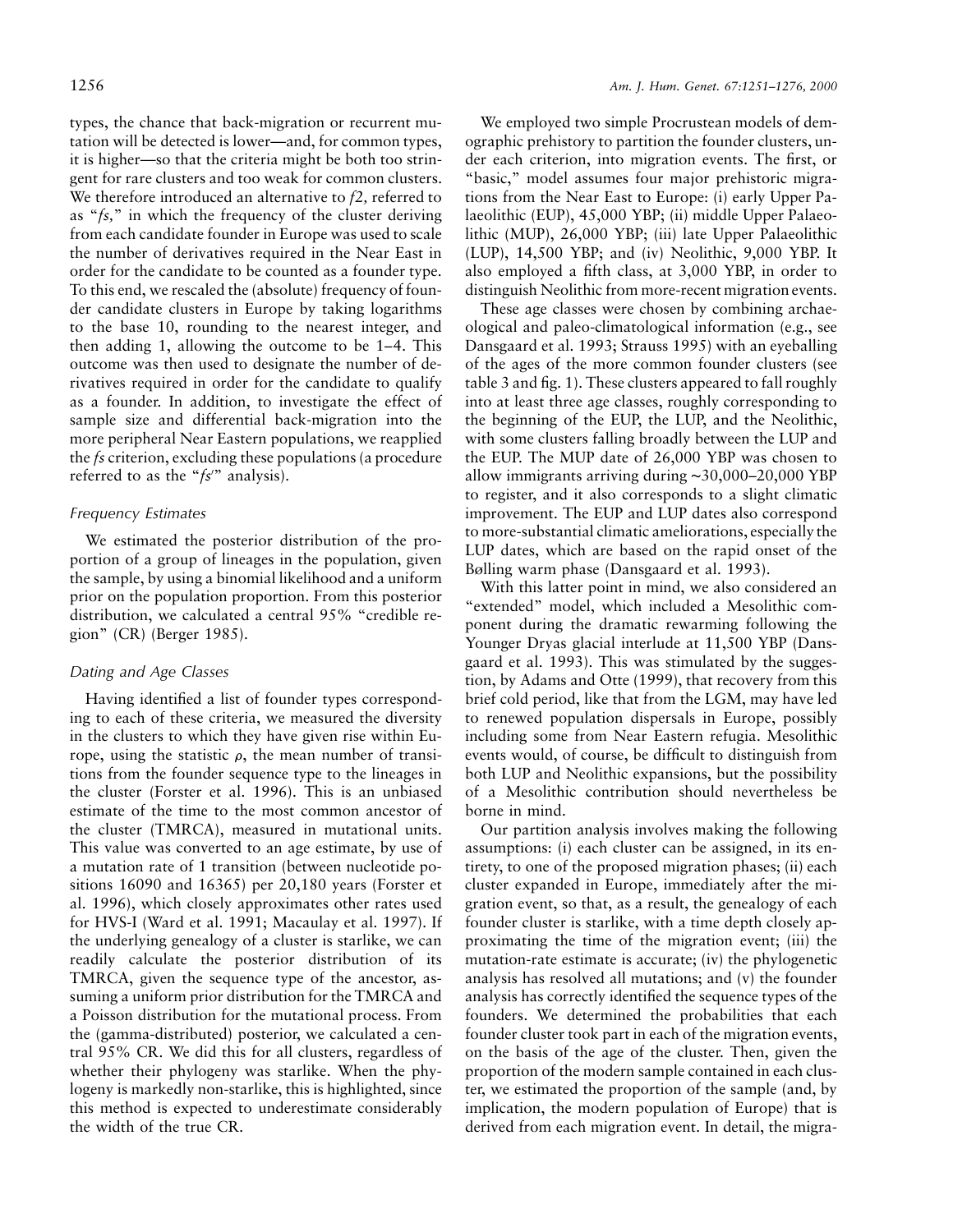types, the chance that back-migration or recurrent mutation will be detected is lower—and, for common types, it is higher—so that the criteria might be both too stringent for rare clusters and too weak for common clusters. We therefore introduced an alternative to *f2,* referred to as "*fs,*" in which the frequency of the cluster deriving from each candidate founder in Europe was used to scale the number of derivatives required in the Near East in order for the candidate to be counted as a founder type. To this end, we rescaled the (absolute) frequency of founder candidate clusters in Europe by taking logarithms to the base 10, rounding to the nearest integer, and then adding 1, allowing the outcome to be 1–4. This outcome was then used to designate the number of derivatives required in order for the candidate to qualify as a founder. In addition, to investigate the effect of sample size and differential back-migration into the more peripheral Near Eastern populations, we reapplied the *fs* criterion, excluding these populations (a procedure referred to as the "*fs′*" analysis).

### *Frequency Estimates*

We estimated the posterior distribution of the proportion of a group of lineages in the population, given the sample, by using a binomial likelihood and a uniform prior on the population proportion. From this posterior distribution, we calculated a central 95% "credible region" (CR) (Berger 1985).

### *Dating and Age Classes*

Having identified a list of founder types corresponding to each of these criteria, we measured the diversity in the clusters to which they have given rise within Europe, using the statistic $\rho$, the mean number of transitions from the founder sequence type to the lineages in the cluster (Forster et al. 1996). This is an unbiased estimate of the time to the most common ancestor of the cluster (TMRCA), measured in mutational units. This value was converted to an age estimate, by use of a mutation rate of 1 transition (between nucleotide positions 16090 and 16365) per 20,180 years (Forster et al. 1996), which closely approximates other rates used for HVS-I (Ward et al. 1991; Macaulay et al. 1997). If the underlying genealogy of a cluster is starlike, we can readily calculate the posterior distribution of its TMRCA, given the sequence type of the ancestor, assuming a uniform prior distribution for the TMRCA and a Poisson distribution for the mutational process. From the (gamma-distributed) posterior, we calculated a central 95% CR. We did this for all clusters, regardless of whether their phylogeny was starlike. When the phylogeny is markedly non-starlike, this is highlighted, since this method is expected to underestimate considerably the width of the true CR.

We employed two simple Procrustean models of demographic prehistory to partition the founder clusters, under each criterion, into migration events. The first, or "basic," model assumes four major prehistoric migrations from the Near East to Europe: (i) early Upper Palaeolithic (EUP), 45,000 YBP; (ii) middle Upper Palaeolithic (MUP), 26,000 YBP; (iii) late Upper Palaeolithic (LUP), 14,500 YBP; and (iv) Neolithic, 9,000 YBP. It also employed a fifth class, at 3,000 YBP, in order to distinguish Neolithic from more-recent migration events.

These age classes were chosen by combining archaeological and paleo-climatological information (e.g., see Dansgaard et al. 1993; Strauss 1995) with an eyeballing of the ages of the more common founder clusters (see table 3 and fig. 1). These clusters appeared to fall roughly into at least three age classes, roughly corresponding to the beginning of the EUP, the LUP, and the Neolithic, with some clusters falling broadly between the LUP and the EUP. The MUP date of 26,000 YBP was chosen to allow immigrants arriving during ~30,000–20,000 YBP to register, and it also corresponds to a slight climatic improvement. The EUP and LUP dates also correspond to more-substantial climatic ameliorations, especially the LUP dates, which are based on the rapid onset of the Bølling warm phase (Dansgaard et al. 1993).

With this latter point in mind, we also considered an "extended" model, which included a Mesolithic component during the dramatic rewarming following the Younger Dryas glacial interlude at 11,500 YBP (Dansgaard et al. 1993). This was stimulated by the suggestion, by Adams and Otte (1999), that recovery from this brief cold period, like that from the LGM, may have led to renewed population dispersals in Europe, possibly including some from Near Eastern refugia. Mesolithic events would, of course, be difficult to distinguish from both LUP and Neolithic expansions, but the possibility of a Mesolithic contribution should nevertheless be borne in mind.

Our partition analysis involves making the following assumptions: (i) each cluster can be assigned, in its entirety, to one of the proposed migration phases; (ii) each cluster expanded in Europe, immediately after the migration event, so that, as a result, the genealogy of each founder cluster is starlike, with a time depth closely approximating the time of the migration event; (iii) the mutation-rate estimate is accurate; (iv) the phylogenetic analysis has resolved all mutations; and (v) the founder analysis has correctly identified the sequence types of the founders. We determined the probabilities that each founder cluster took part in each of the migration events, on the basis of the age of the cluster. Then, given the proportion of the modern sample contained in each cluster, we estimated the proportion of the sample (and, by implication, the modern population of Europe) that is derived from each migration event. In detail, the migra-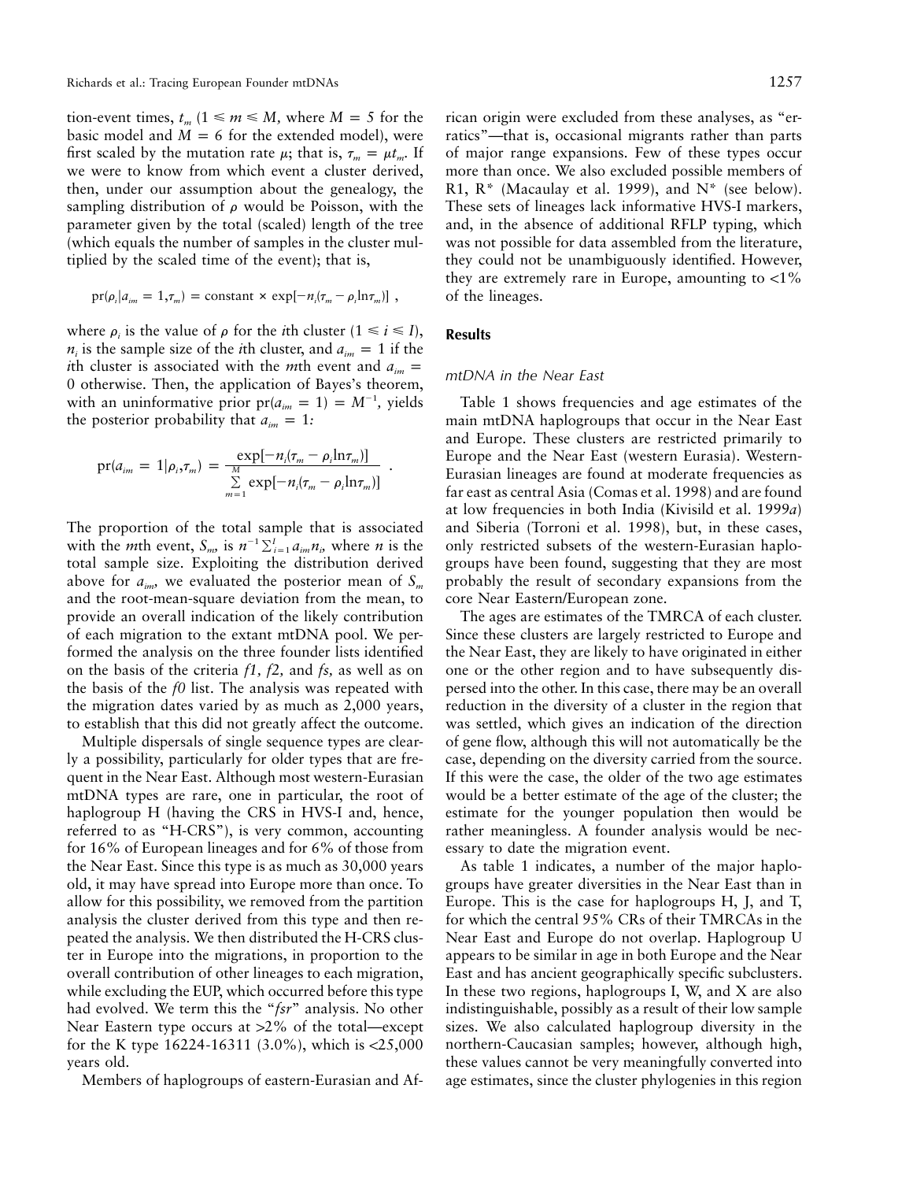tion-event times, $t_m$ ($1 \leqslant m \leqslant M$, where $M = 5$ for the basic model and $M = 6$ for the extended model), were first scaled by the mutation rate $\mu$; that is, $\tau_m = \mu t_m$. If we were to know from which event a cluster derived, then, under our assumption about the genealogy, the sampling distribution of $\rho$ would be Poisson, with the parameter given by the total (scaled) length of the tree (which equals the number of samples in the cluster multiplied by the scaled time of the event); that is,

$$\mathrm{pr}(\rho_i | a_{im} = 1, \tau_m) = \text{constant} \times \exp[-n_i(\tau_m - \rho_i \ln \tau_m)] \ ,$$

where $\rho_i$ is the value of $\rho$ for the $i$th cluster ($1 \leqslant i \leqslant I$), $n_i$ is the sample size of the $i$th cluster, and $a_{im} = 1$ if the $i$th cluster is associated with the $m$th event and $a_{im} = 0$ otherwise. Then, the application of Bayes's theorem, with an uninformative prior $\mathrm{pr}(a_{im} = 1) = M^{-1}$, yields the posterior probability that $a_{im} = 1$:

$$\mathrm{pr}(a_{im} = 1 | \rho_i, \tau_m) = \frac{\exp[-n_i(\tau_m - \rho_i \ln \tau_m)]}{\sum_{m=1}^{M} \exp[-n_i(\tau_m - \rho_i \ln \tau_m)]} \ .$$

The proportion of the total sample that is associated with the $m$th event, $S_m$, is $n^{-1} \sum_{i=1}^{I} a_{im} n_i$, where $n$ is the total sample size. Exploiting the distribution derived above for $a_{im}$, we evaluated the posterior mean of $S_m$ and the root-mean-square deviation from the mean, to provide an overall indication of the likely contribution of each migration to the extant mtDNA pool. We performed the analysis on the three founder lists identified on the basis of the criteria *f1, f2,* and *fs,* as well as on the basis of the *f0* list. The analysis was repeated with the migration dates varied by as much as 2,000 years, to establish that this did not greatly affect the outcome.

Multiple dispersals of single sequence types are clearly a possibility, particularly for older types that are frequent in the Near East. Although most western-Eurasian mtDNA types are rare, one in particular, the root of haplogroup H (having the CRS in HVS-I and, hence, referred to as "H-CRS"), is very common, accounting for 16% of European lineages and for 6% of those from the Near East. Since this type is as much as 30,000 years old, it may have spread into Europe more than once. To allow for this possibility, we removed from the partition analysis the cluster derived from this type and then repeated the analysis. We then distributed the H-CRS cluster in Europe into the migrations, in proportion to the overall contribution of other lineages to each migration, while excluding the EUP, which occurred before this type had evolved. We term this the "*fsr*" analysis. No other Near Eastern type occurs at >2% of the total—except for the K type 16224-16311 (3.0%), which is <25,000 years old.

Members of haplogroups of eastern-Eurasian and African origin were excluded from these analyses, as "erratics"—that is, occasional migrants rather than parts of major range expansions. Few of these types occur more than once. We also excluded possible members of R1, R* (Macaulay et al. 1999), and N* (see below). These sets of lineages lack informative HVS-I markers, and, in the absence of additional RFLP typing, which was not possible for data assembled from the literature, they could not be unambiguously identified. However, they are extremely rare in Europe, amounting to <1% of the lineages.

## Results

### *mtDNA in the Near East*

Table 1 shows frequencies and age estimates of the main mtDNA haplogroups that occur in the Near East and Europe. These clusters are restricted primarily to Europe and the Near East (western Eurasia). Western-Eurasian lineages are found at moderate frequencies as far east as central Asia (Comas et al. 1998) and are found at low frequencies in both India (Kivisild et al. 1999*a*) and Siberia (Torroni et al. 1998), but, in these cases, only restricted subsets of the western-Eurasian haplogroups have been found, suggesting that they are most probably the result of secondary expansions from the core Near Eastern/European zone.

The ages are estimates of the TMRCA of each cluster. Since these clusters are largely restricted to Europe and the Near East, they are likely to have originated in either one or the other region and to have subsequently dispersed into the other. In this case, there may be an overall reduction in the diversity of a cluster in the region that was settled, which gives an indication of the direction of gene flow, although this will not automatically be the case, depending on the diversity carried from the source. If this were the case, the older of the two age estimates would be a better estimate of the age of the cluster; the estimate for the younger population then would be rather meaningless. A founder analysis would be necessary to date the migration event.

As table 1 indicates, a number of the major haplogroups have greater diversities in the Near East than in Europe. This is the case for haplogroups H, J, and T, for which the central 95% CRs of their TMRCAs in the Near East and Europe do not overlap. Haplogroup U appears to be similar in age in both Europe and the Near East and has ancient geographically specific subclusters. In these two regions, haplogroups I, W, and X are also indistinguishable, possibly as a result of their low sample sizes. We also calculated haplogroup diversity in the northern-Caucasian samples; however, although high, these values cannot be very meaningfully converted into age estimates, since the cluster phylogenies in this region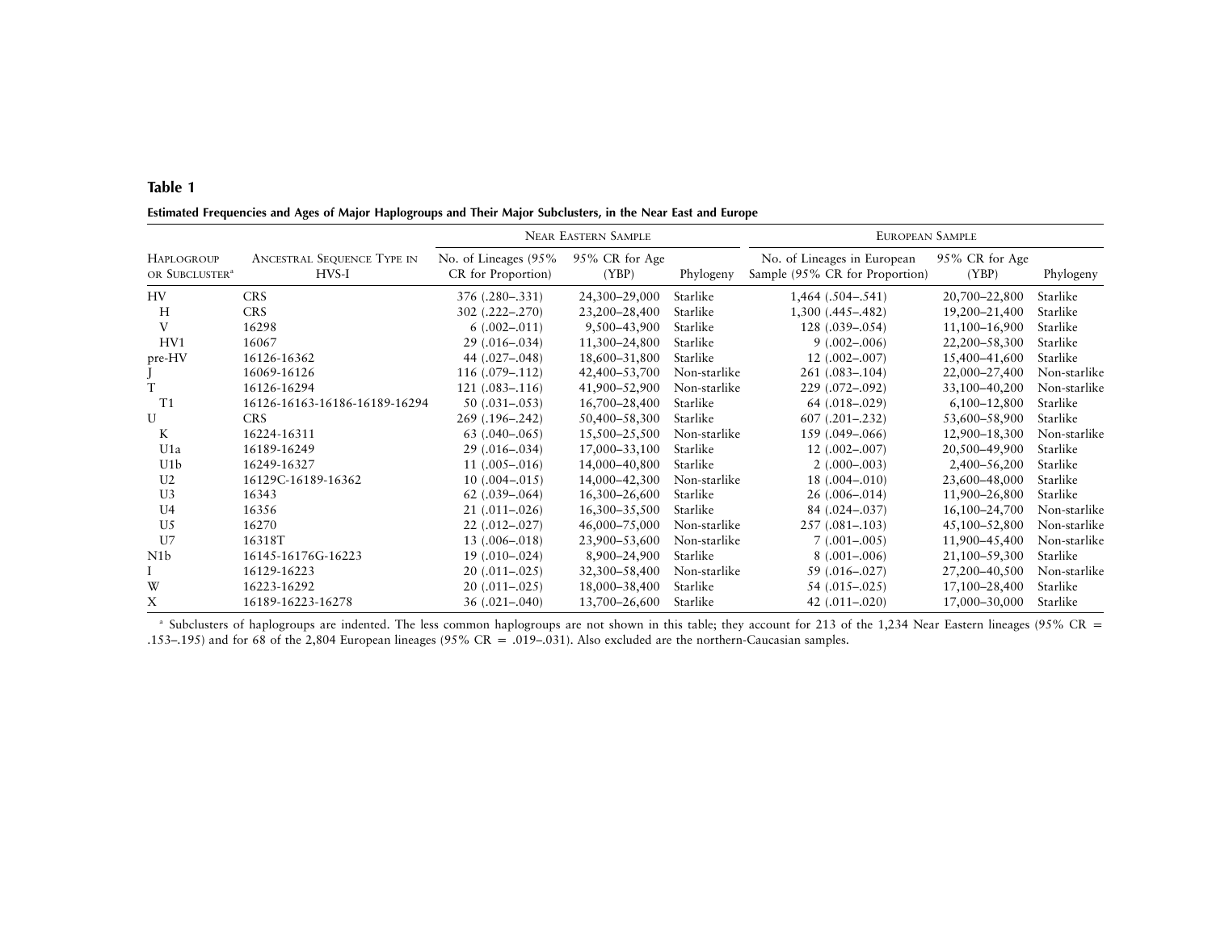**Table 1**

**Estimated Frequencies and Ages of Major Haplogroups and Their Major Subclusters, in the Near East and Europe**

| Haplogroup or Subcluster[a] | Ancestral Sequence Type in HVS-I | Near Eastern Sample | | | European Sample | | |
|---|---|---|---|---|---|---|---|
| | | No. of Lineages (95% CR for Proportion) | 95% CR for Age (YBP) | Phylogeny | No. of Lineages in European Sample (95% CR for Proportion) | 95% CR for Age (YBP) | Phylogeny |
| HV | CRS | 376 (.280–.331) | 24,300–29,000 | Starlike | 1,464 (.504–.541) | 20,700–22,800 | Starlike |
| H | CRS | 302 (.222–.270) | 23,200–28,400 | Starlike | 1,300 (.445–.482) | 19,200–21,400 | Starlike |
| V | 16298 | 6 (.002–.011) | 9,500–43,900 | Starlike | 128 (.039–.054) | 11,100–16,900 | Starlike |
| HV1 | 16067 | 29 (.016–.034) | 11,300–24,800 | Starlike | 9 (.002–.006) | 22,200–58,300 | Starlike |
| pre-HV | 16126-16362 | 44 (.027–.048) | 18,600–31,800 | Starlike | 12 (.002–.007) | 15,400–41,600 | Starlike |
| J | 16069-16126 | 116 (.079–.112) | 42,400–53,700 | Non-starlike | 261 (.083–.104) | 22,000–27,400 | Non-starlike |
| T | 16126-16294 | 121 (.083–.116) | 41,900–52,900 | Non-starlike | 229 (.072–.092) | 33,100–40,200 | Non-starlike |
| T1 | 16126-16163-16186-16189-16294 | 50 (.031–.053) | 16,700–28,400 | Starlike | 64 (.018–.029) | 6,100–12,800 | Starlike |
| U | CRS | 269 (.196–.242) | 50,400–58,300 | Starlike | 607 (.201–.232) | 53,600–58,900 | Starlike |
| K | 16224-16311 | 63 (.040–.065) | 15,500–25,500 | Non-starlike | 159 (.049–.066) | 12,900–18,300 | Non-starlike |
| U1a | 16189-16249 | 29 (.016–.034) | 17,000–33,100 | Starlike | 12 (.002–.007) | 20,500–49,900 | Starlike |
| U1b | 16249-16327 | 11 (.005–.016) | 14,000–40,800 | Starlike | 2 (.000–.003) | 2,400–56,200 | Starlike |
| U2 | 16129C-16189-16362 | 10 (.004–.015) | 14,000–42,300 | Non-starlike | 18 (.004–.010) | 23,600–48,000 | Starlike |
| U3 | 16343 | 62 (.039–.064) | 16,300–26,600 | Starlike | 26 (.006–.014) | 11,900–26,800 | Starlike |
| U4 | 16356 | 21 (.011–.026) | 16,300–35,500 | Starlike | 84 (.024–.037) | 16,100–24,700 | Non-starlike |
| U5 | 16270 | 22 (.012–.027) | 46,000–75,000 | Non-starlike | 257 (.081–.103) | 45,100–52,800 | Non-starlike |
| U7 | 16318T | 13 (.006–.018) | 23,900–53,600 | Non-starlike | 7 (.001–.005) | 11,900–45,400 | Non-starlike |
| N1b | 16145-16176G-16223 | 19 (.010–.024) | 8,900–24,900 | Starlike | 8 (.001–.006) | 21,100–59,300 | Starlike |
| I | 16129-16223 | 20 (.011–.025) | 32,300–58,400 | Non-starlike | 59 (.016–.027) | 27,200–40,500 | Non-starlike |
| W | 16223-16292 | 20 (.011–.025) | 18,000–38,400 | Starlike | 54 (.015–.025) | 17,100–28,400 | Starlike |
| X | 16189-16223-16278 | 36 (.021–.040) | 13,700–26,600 | Starlike | 42 (.011–.020) | 17,000–30,000 | Starlike |

[a] Subclusters of haplogroups are indented. The less common haplogroups are not shown in this table; they account for 213 of the 1,234 Near Eastern lineages (95% CR = .153–.195) and for 68 of the 2,804 European lineages (95% CR = .019–.031). Also excluded are the northern-Caucasian samples.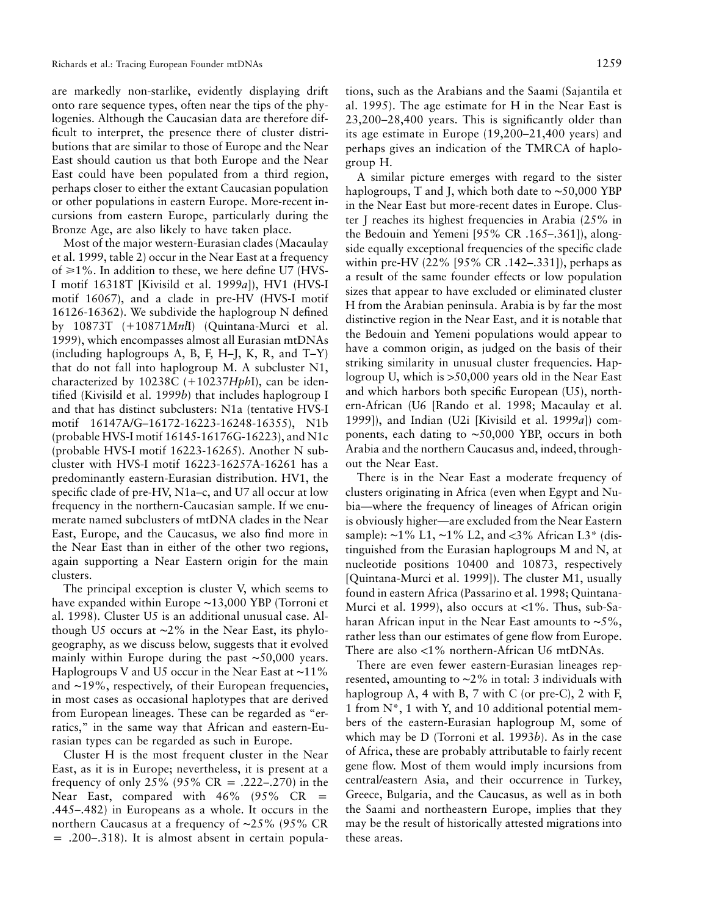are markedly non-starlike, evidently displaying drift onto rare sequence types, often near the tips of the phylogenies. Although the Caucasian data are therefore difficult to interpret, the presence there of cluster distributions that are similar to those of Europe and the Near East should caution us that both Europe and the Near East could have been populated from a third region, perhaps closer to either the extant Caucasian population or other populations in eastern Europe. More-recent incursions from eastern Europe, particularly during the Bronze Age, are also likely to have taken place.

Most of the major western-Eurasian clades (Macaulay et al. 1999, table 2) occur in the Near East at a frequency of ⩾1%. In addition to these, we here define U7 (HVS-I motif 16318T [Kivisild et al. 1999*a*]), HV1 (HVS-I motif 16067), and a clade in pre-HV (HVS-I motif 16126-16362). We subdivide the haplogroup N defined by 10873T (+10871*Mnl*I) (Quintana-Murci et al. 1999), which encompasses almost all Eurasian mtDNAs (including haplogroups A, B, F, H–J, K, R, and T–Y) that do not fall into haplogroup M. A subcluster N1, characterized by 10238C (+10237*Hph*I), can be identified (Kivisild et al. 1999*b*) that includes haplogroup I and that has distinct subclusters: N1a (tentative HVS-I motif 16147A/G–16172-16223-16248-16355), N1b (probable HVS-I motif 16145-16176G-16223), and N1c (probable HVS-I motif 16223-16265). Another N subcluster with HVS-I motif 16223-16257A-16261 has a predominantly eastern-Eurasian distribution. HV1, the specific clade of pre-HV, N1a–c, and U7 all occur at low frequency in the northern-Caucasian sample. If we enumerate named subclusters of mtDNA clades in the Near East, Europe, and the Caucasus, we also find more in the Near East than in either of the other two regions, again supporting a Near Eastern origin for the main clusters.

The principal exception is cluster V, which seems to have expanded within Europe ∼13,000 YBP (Torroni et al. 1998). Cluster U5 is an additional unusual case. Although U5 occurs at ∼2% in the Near East, its phylogeography, as we discuss below, suggests that it evolved mainly within Europe during the past ∼50,000 years. Haplogroups V and U5 occur in the Near East at ∼11% and ∼19%, respectively, of their European frequencies, in most cases as occasional haplotypes that are derived from European lineages. These can be regarded as "erratics," in the same way that African and eastern-Eurasian types can be regarded as such in Europe.

Cluster H is the most frequent cluster in the Near East, as it is in Europe; nevertheless, it is present at a frequency of only 25% (95% CR = .222–.270) in the Near East, compared with 46% (95% CR = .445–.482) in Europeans as a whole. It occurs in the northern Caucasus at a frequency of ∼25% (95% CR = .200–.318). It is almost absent in certain populations, such as the Arabians and the Saami (Sajantila et al. 1995). The age estimate for H in the Near East is 23,200–28,400 years. This is significantly older than its age estimate in Europe (19,200–21,400 years) and perhaps gives an indication of the TMRCA of haplogroup H.

A similar picture emerges with regard to the sister haplogroups, T and J, which both date to ∼50,000 YBP in the Near East but more-recent dates in Europe. Cluster J reaches its highest frequencies in Arabia (25% in the Bedouin and Yemeni [95% CR .165–.361]), alongside equally exceptional frequencies of the specific clade within pre-HV (22% [95% CR .142–.331]), perhaps as a result of the same founder effects or low population sizes that appear to have excluded or eliminated cluster H from the Arabian peninsula. Arabia is by far the most distinctive region in the Near East, and it is notable that the Bedouin and Yemeni populations would appear to have a common origin, as judged on the basis of their striking similarity in unusual cluster frequencies. Haplogroup U, which is >50,000 years old in the Near East and which harbors both specific European (U5), northern-African (U6 [Rando et al. 1998; Macaulay et al. 1999]), and Indian (U2i [Kivisild et al. 1999*a*]) components, each dating to ∼50,000 YBP, occurs in both Arabia and the northern Caucasus and, indeed, throughout the Near East.

There is in the Near East a moderate frequency of clusters originating in Africa (even when Egypt and Nubia—where the frequency of lineages of African origin is obviously higher—are excluded from the Near Eastern sample): ∼1% L1, ∼1% L2, and <3% African L3* (distinguished from the Eurasian haplogroups M and N, at nucleotide positions 10400 and 10873, respectively [Quintana-Murci et al. 1999]). The cluster M1, usually found in eastern Africa (Passarino et al. 1998; Quintana-Murci et al. 1999), also occurs at <1%. Thus, sub-Saharan African input in the Near East amounts to ∼5%, rather less than our estimates of gene flow from Europe. There are also <1% northern-African U6 mtDNAs.

There are even fewer eastern-Eurasian lineages represented, amounting to ∼2% in total: 3 individuals with haplogroup A, 4 with B, 7 with C (or pre-C), 2 with F, 1 from N*, 1 with Y, and 10 additional potential members of the eastern-Eurasian haplogroup M, some of which may be D (Torroni et al. 1993*b*). As in the case of Africa, these are probably attributable to fairly recent gene flow. Most of them would imply incursions from central/eastern Asia, and their occurrence in Turkey, Greece, Bulgaria, and the Caucasus, as well as in both the Saami and northeastern Europe, implies that they may be the result of historically attested migrations into these areas.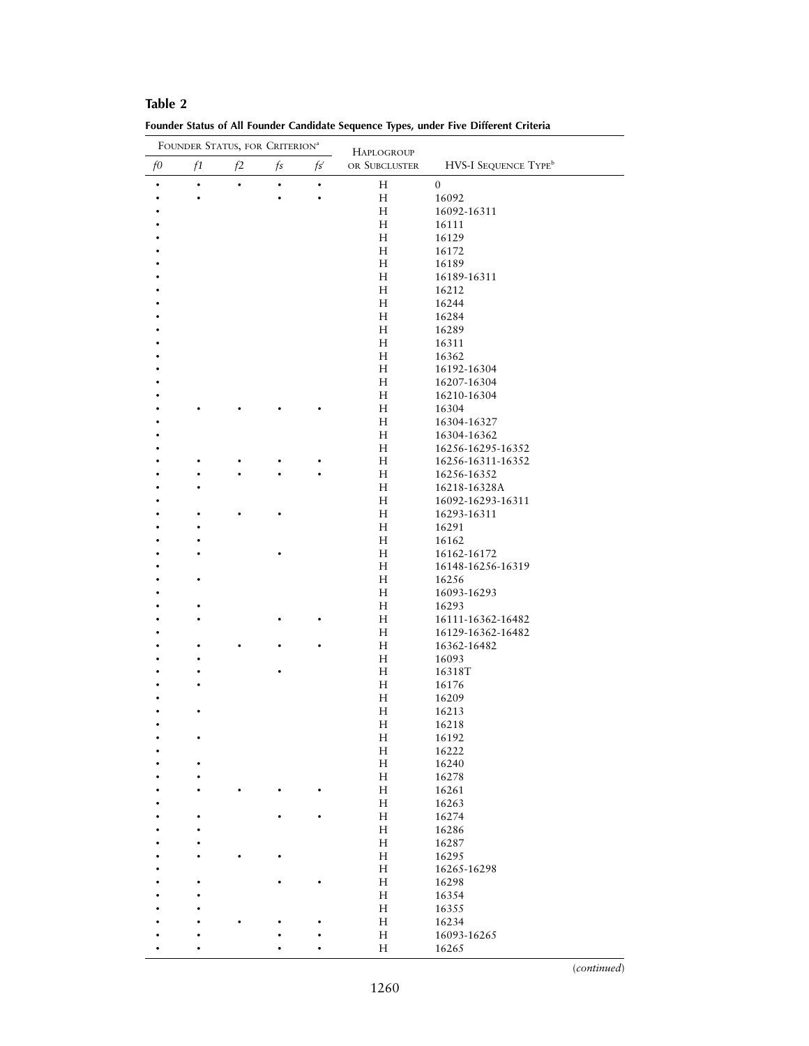**Table 2**

**Founder Status of All Founder Candidate Sequence Types, under Five Different Criteria**

| Founder Status, for Criterion[a] | | | | | Haplogroup | |
|---|---|---|---|---|---|---|
| *f0* | *f1* | *f2* | *fs* | *fs′* | or Subcluster | HVS-I Sequence Type[b] |
| • | • | • | • | • | H | 0 |
| • | • | | • | • | H | 16092 |
| • | | | | | H | 16092-16311 |
| • | | | | | H | 16111 |
| • | | | | | H | 16129 |
| • | | | | | H | 16172 |
| • | | | | | H | 16189 |
| • | | | | | H | 16189-16311 |
| • | | | | | H | 16212 |
| • | | | | | H | 16244 |
| • | | | | | H | 16284 |
| • | | | | | H | 16289 |
| • | | | | | H | 16311 |
| • | | | | | H | 16362 |
| • | | | | | H | 16192-16304 |
| • | | | | | H | 16207-16304 |
| • | | | | | H | 16210-16304 |
| • | • | • | • | • | H | 16304 |
| • | | | | | H | 16304-16327 |
| • | | | | | H | 16304-16362 |
| • | | | | | H | 16256-16295-16352 |
| • | • | • | • | • | H | 16256-16311-16352 |
| • | • | • | • | • | H | 16256-16352 |
| • | • | | | | H | 16218-16328A |
| • | | | | | H | 16092-16293-16311 |
| • | • | • | • | | H | 16293-16311 |
| • | • | | | | H | 16291 |
| • | • | | | | H | 16162 |
| • | • | | • | | H | 16162-16172 |
| • | | | | | H | 16148-16256-16319 |
| • | • | | | | H | 16256 |
| • | | | | | H | 16093-16293 |
| • | • | | | | H | 16293 |
| • | • | | • | • | H | 16111-16362-16482 |
| • | | | | | H | 16129-16362-16482 |
| • | • | • | • | • | H | 16362-16482 |
| • | • | | | | H | 16093 |
| • | • | | • | | H | 16318T |
| • | • | | | | H | 16176 |
| • | | | | | H | 16209 |
| • | • | | | | H | 16213 |
| • | | | | | H | 16218 |
| • | • | | | | H | 16192 |
| • | | | | | H | 16222 |
| • | • | | | | H | 16240 |
| • | • | | | | H | 16278 |
| • | • | • | • | • | H | 16261 |
| • | | | | | H | 16263 |
| • | • | | • | • | H | 16274 |
| • | • | | | | H | 16286 |
| • | • | | | | H | 16287 |
| • | • | • | • | | H | 16295 |
| • | | | | | H | 16265-16298 |
| • | • | | • | • | H | 16298 |
| • | • | | | | H | 16354 |
| • | • | | | | H | 16355 |
| • | • | • | • | • | H | 16234 |
| • | • | | • | • | H | 16093-16265 |
| • | • | | • | • | H | 16265 |

(*continued*)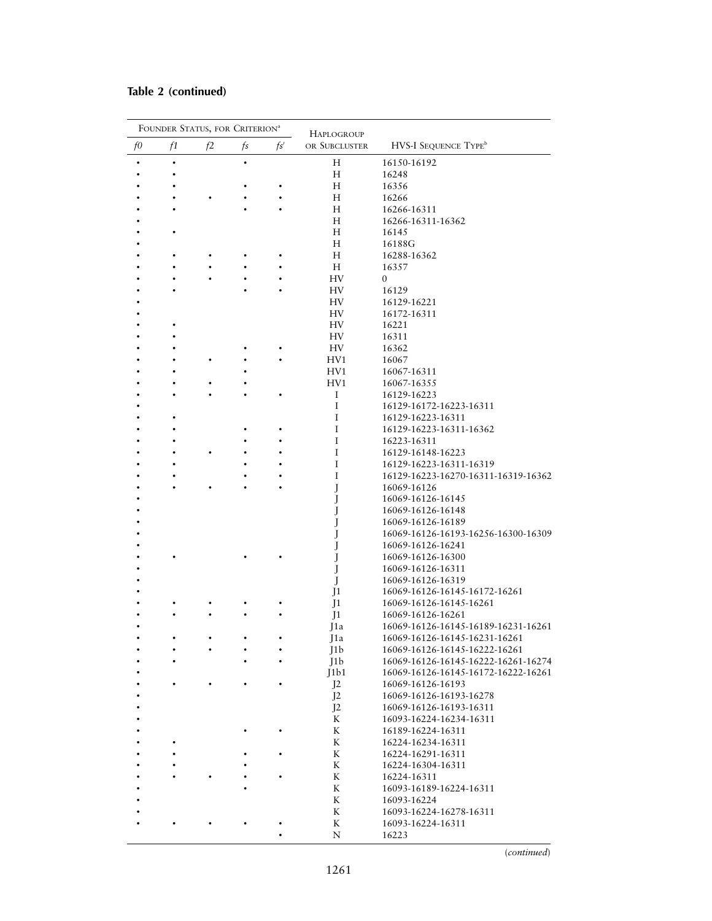**Table 2 (continued)**

| FOUNDER STATUS, FOR CRITERION[a] | | | | | HAPLOGROUP | |
|---|---|---|---|---|---|---|
| *f0* | *f1* | *f2* | *fs* | *fs′* | OR SUBCLUSTER | HVS-I SEQUENCE TYPE[b] |
| • | • | | • | | H | 16150-16192 |
| • | • | | | | H | 16248 |
| • | • | | • | • | H | 16356 |
| • | • | • | • | • | H | 16266 |
| • | • | | • | • | H | 16266-16311 |
| • | | | | | H | 16266-16311-16362 |
| • | • | | | | H | 16145 |
| • | | | | | H | 16188G |
| • | • | • | • | • | H | 16288-16362 |
| • | • | • | • | • | H | 16357 |
| • | • | • | • | • | HV | 0 |
| • | • | | • | • | HV | 16129 |
| • | | | | | HV | 16129-16221 |
| • | | | | | HV | 16172-16311 |
| • | • | | | | HV | 16221 |
| • | • | | | | HV | 16311 |
| • | • | | • | • | HV | 16362 |
| • | • | • | • | • | HV1 | 16067 |
| • | • | | • | | HV1 | 16067-16311 |
| • | • | • | • | | HV1 | 16067-16355 |
| • | • | • | • | • | I | 16129-16223 |
| • | | | | | I | 16129-16172-16223-16311 |
| • | • | | | | I | 16129-16223-16311 |
| • | • | | • | • | I | 16129-16223-16311-16362 |
| • | • | | • | • | I | 16223-16311 |
| • | • | • | • | • | I | 16129-16148-16223 |
| • | • | | • | • | I | 16129-16223-16311-16319 |
| • | • | | • | • | I | 16129-16223-16270-16311-16319-16362 |
| • | • | • | • | • | J | 16069-16126 |
| • | | | | | J | 16069-16126-16145 |
| • | | | | | J | 16069-16126-16148 |
| • | | | | | J | 16069-16126-16189 |
| • | | | | | J | 16069-16126-16193-16256-16300-16309 |
| • | | | | | J | 16069-16126-16241 |
| • | • | | • | • | J | 16069-16126-16300 |
| • | | | | | J | 16069-16126-16311 |
| • | | | | | J | 16069-16126-16319 |
| • | | | | | J1 | 16069-16126-16145-16172-16261 |
| • | • | • | • | • | J1 | 16069-16126-16145-16261 |
| • | • | • | • | • | J1 | 16069-16126-16261 |
| • | | | | | J1a | 16069-16126-16145-16189-16231-16261 |
| • | • | • | • | • | J1a | 16069-16126-16145-16231-16261 |
| • | • | • | • | • | J1b | 16069-16126-16145-16222-16261 |
| • | • | | • | • | J1b | 16069-16126-16145-16222-16261-16274 |
| • | | | | | J1b1 | 16069-16126-16145-16172-16222-16261 |
| • | • | • | • | • | J2 | 16069-16126-16193 |
| • | | | | | J2 | 16069-16126-16193-16278 |
| • | | | | | J2 | 16069-16126-16193-16311 |
| • | | | | | K | 16093-16224-16234-16311 |
| • | | | • | • | K | 16189-16224-16311 |
| • | • | | | | K | 16224-16234-16311 |
| • | • | | • | • | K | 16224-16291-16311 |
| • | • | | • | | K | 16224-16304-16311 |
| • | • | • | • | • | K | 16224-16311 |
| • | | | • | | K | 16093-16189-16224-16311 |
| • | | | | | K | 16093-16224 |
| • | | | | | K | 16093-16224-16278-16311 |
| • | • | • | • | • | K | 16093-16224-16311 |
| | | | | • | N | 16223 |

(*continued*)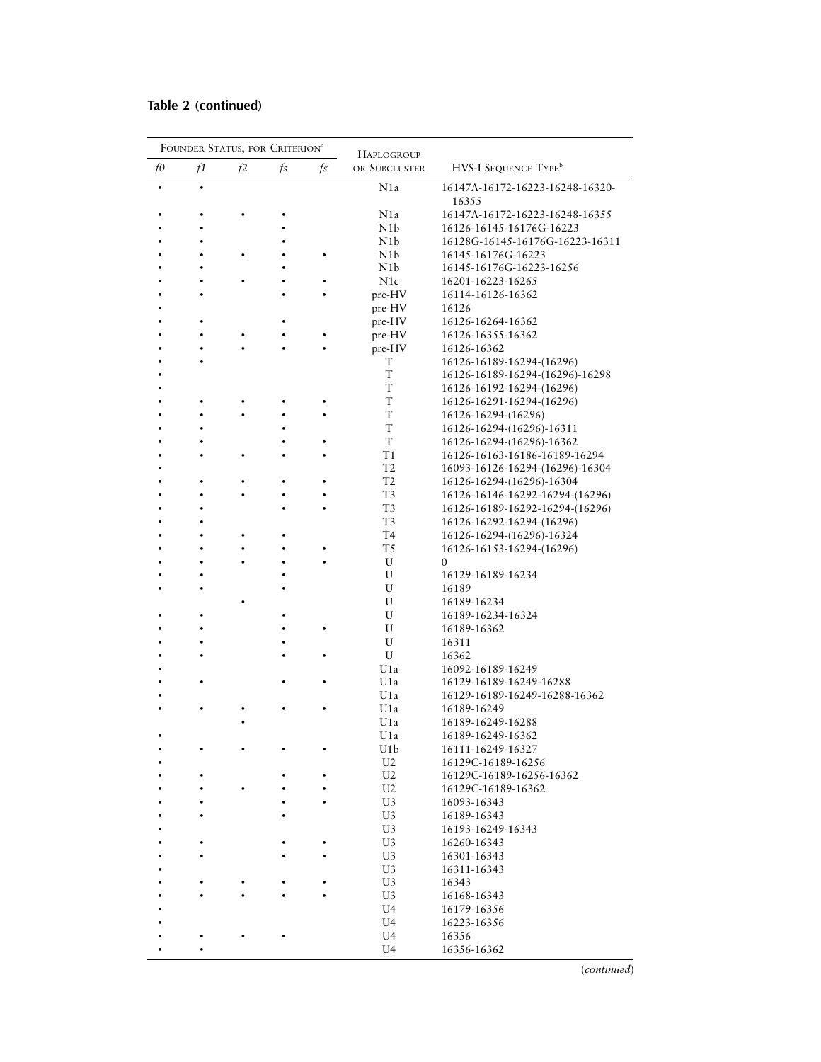**Table 2 (continued)**

| FOUNDER STATUS, FOR CRITERION[a] | | | | | HAPLOGROUP OR SUBCLUSTER | HVS-I SEQUENCE TYPE[b] |
|---|---|---|---|---|---|---|
| *f0* | *f1* | *f2* | *fs* | *fs′* | | |
| • | • | | | | N1a | 16147A-16172-16223-16248-16320-16355 |
| • | • | • | • | | N1a | 16147A-16172-16223-16248-16355 |
| • | • | | • | | N1b | 16126-16145-16176G-16223 |
| • | • | | • | | N1b | 16128G-16145-16176G-16223-16311 |
| • | • | • | • | • | N1b | 16145-16176G-16223 |
| • | • | | • | | N1b | 16145-16176G-16223-16256 |
| • | • | • | • | • | N1c | 16201-16223-16265 |
| • | • | | • | • | pre-HV | 16114-16126-16362 |
| • | | | | | pre-HV | 16126 |
| • | • | | • | | pre-HV | 16126-16264-16362 |
| • | • | • | • | • | pre-HV | 16126-16355-16362 |
| • | • | • | • | • | pre-HV | 16126-16362 |
| • | • | | | | T | 16126-16189-16294-(16296) |
| • | | | | | T | 16126-16189-16294-(16296)-16298 |
| • | | | | | T | 16126-16192-16294-(16296) |
| • | • | • | • | • | T | 16126-16291-16294-(16296) |
| • | • | • | • | • | T | 16126-16294-(16296) |
| • | • | | • | | T | 16126-16294-(16296)-16311 |
| • | • | | • | • | T | 16126-16294-(16296)-16362 |
| • | • | • | • | • | T1 | 16126-16163-16186-16189-16294 |
| • | | | | | T2 | 16093-16126-16294-(16296)-16304 |
| • | • | • | • | • | T2 | 16126-16294-(16296)-16304 |
| • | • | • | • | • | T3 | 16126-16146-16292-16294-(16296) |
| • | • | | • | • | T3 | 16126-16189-16292-16294-(16296) |
| • | • | | | | T3 | 16126-16292-16294-(16296) |
| • | • | • | • | | T4 | 16126-16294-(16296)-16324 |
| • | • | • | • | • | T5 | 16126-16153-16294-(16296) |
| • | • | • | • | • | U | 0 |
| • | • | | • | | U | 16129-16189-16234 |
| • | • | | • | | U | 16189 |
| | | • | | | U | 16189-16234 |
| • | • | | • | | U | 16189-16234-16324 |
| • | • | | • | • | U | 16189-16362 |
| • | • | | • | | U | 16311 |
| • | • | | • | • | U | 16362 |
| • | | | | | U1a | 16092-16189-16249 |
| • | • | | • | • | U1a | 16129-16189-16249-16288 |
| • | | | | | U1a | 16129-16189-16249-16288-16362 |
| • | • | • | • | • | U1a | 16189-16249 |
| | | • | | | U1a | 16189-16249-16288 |
| • | | | | | U1a | 16189-16249-16362 |
| • | • | • | • | • | U1b | 16111-16249-16327 |
| • | | | | | U2 | 16129C-16189-16256 |
| • | • | | • | • | U2 | 16129C-16189-16256-16362 |
| • | • | • | • | • | U2 | 16129C-16189-16362 |
| • | • | | • | • | U3 | 16093-16343 |
| • | • | | • | | U3 | 16189-16343 |
| • | | | | | U3 | 16193-16249-16343 |
| • | • | | • | • | U3 | 16260-16343 |
| • | • | | • | • | U3 | 16301-16343 |
| • | | | | | U3 | 16311-16343 |
| • | • | • | • | • | U3 | 16343 |
| • | • | • | • | • | U3 | 16168-16343 |
| • | | | | | U4 | 16179-16356 |
| • | | | | | U4 | 16223-16356 |
| • | • | • | • | | U4 | 16356 |
| • | • | | | | U4 | 16356-16362 |

(*continued*)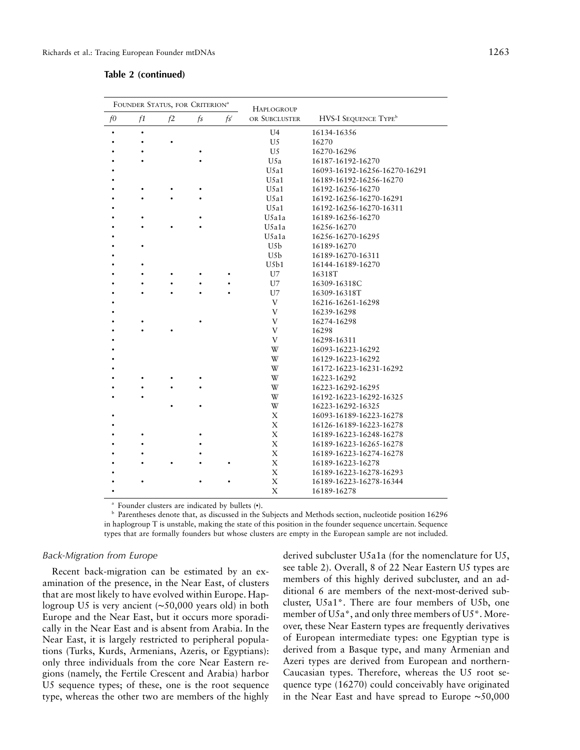**Table 2 (continued)**

| Founder Status, for Criterion[a] | | | | | Haplogroup or Subcluster | HVS-I Sequence Type[b] |
|---|---|---|---|---|---|---|
| *f0* | *f1* | *f2* | *fs* | *fs′* | | |
| • | • | | | | U4 | 16134-16356 |
| • | • | • | | | U5 | 16270 |
| • | • | | • | | U5 | 16270-16296 |
| • | • | | • | | U5a | 16187-16192-16270 |
| • | | | | | U5a1 | 16093-16192-16256-16270-16291 |
| • | | | | | U5a1 | 16189-16192-16256-16270 |
| • | • | • | • | | U5a1 | 16192-16256-16270 |
| • | • | • | • | | U5a1 | 16192-16256-16270-16291 |
| • | | | | | U5a1 | 16192-16256-16270-16311 |
| • | • | | • | | U5a1a | 16189-16256-16270 |
| • | • | • | • | | U5a1a | 16256-16270 |
| • | | | | | U5a1a | 16256-16270-16295 |
| • | • | | | | U5b | 16189-16270 |
| • | | | | | U5b | 16189-16270-16311 |
| • | • | | | | U5b1 | 16144-16189-16270 |
| • | • | • | • | • | U7 | 16318T |
| • | • | • | • | • | U7 | 16309-16318C |
| • | • | • | • | • | U7 | 16309-16318T |
| • | | | | | V | 16216-16261-16298 |
| • | | | | | V | 16239-16298 |
| • | • | | • | | V | 16274-16298 |
| • | • | • | | | V | 16298 |
| • | | | | | V | 16298-16311 |
| • | | | | | W | 16093-16223-16292 |
| • | | | | | W | 16129-16223-16292 |
| • | | | | | W | 16172-16223-16231-16292 |
| • | • | • | • | | W | 16223-16292 |
| • | • | • | • | | W | 16223-16292-16295 |
| • | • | | | | W | 16192-16223-16292-16325 |
| | | • | • | | W | 16223-16292-16325 |
| • | | | | | X | 16093-16189-16223-16278 |
| • | | | | | X | 16126-16189-16223-16278 |
| • | • | | • | | X | 16189-16223-16248-16278 |
| • | • | | • | | X | 16189-16223-16265-16278 |
| • | • | | • | | X | 16189-16223-16274-16278 |
| • | • | • | • | • | X | 16189-16223-16278 |
| • | | | | | X | 16189-16223-16278-16293 |
| • | • | | • | • | X | 16189-16223-16278-16344 |
| • | | | | | X | 16189-16278 |

[a] Founder clusters are indicated by bullets (•).

[b] Parentheses denote that, as discussed in the Subjects and Methods section, nucleotide position 16296 in haplogroup T is unstable, making the state of this position in the founder sequence uncertain. Sequence types that are formally founders but whose clusters are empty in the European sample are not included.

### *Back-Migration from Europe*

Recent back-migration can be estimated by an examination of the presence, in the Near East, of clusters that are most likely to have evolved within Europe. Haplogroup U5 is very ancient (~50,000 years old) in both Europe and the Near East, but it occurs more sporadically in the Near East and is absent from Arabia. In the Near East, it is largely restricted to peripheral populations (Turks, Kurds, Armenians, Azeris, or Egyptians): only three individuals from the core Near Eastern regions (namely, the Fertile Crescent and Arabia) harbor U5 sequence types; of these, one is the root sequence type, whereas the other two are members of the highly derived subcluster U5a1a (for the nomenclature for U5, see table 2). Overall, 8 of 22 Near Eastern U5 types are members of this highly derived subcluster, and an additional 6 are members of the next-most-derived subcluster, U5a1*. There are four members of U5b, one member of U5a*, and only three members of U5*. Moreover, these Near Eastern types are frequently derivatives of European intermediate types: one Egyptian type is derived from a Basque type, and many Armenian and Azeri types are derived from European and northern-Caucasian types. Therefore, whereas the U5 root sequence type (16270) could conceivably have originated in the Near East and have spread to Europe ~50,000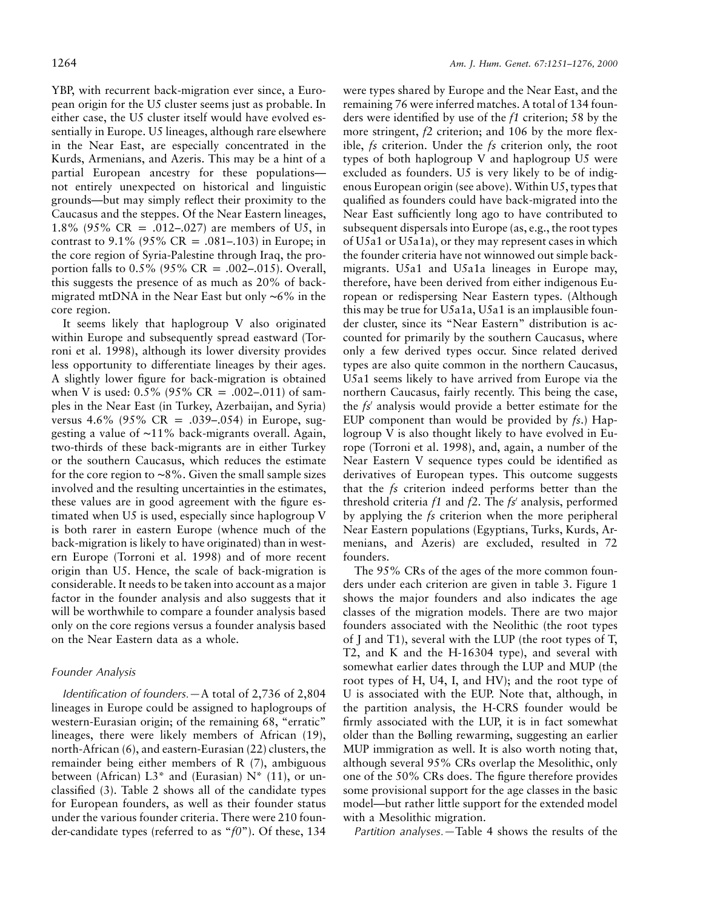YBP, with recurrent back-migration ever since, a European origin for the U5 cluster seems just as probable. In either case, the U5 cluster itself would have evolved essentially in Europe. U5 lineages, although rare elsewhere in the Near East, are especially concentrated in the Kurds, Armenians, and Azeris. This may be a hint of a partial European ancestry for these populations—not entirely unexpected on historical and linguistic grounds—but may simply reflect their proximity to the Caucasus and the steppes. Of the Near Eastern lineages, 1.8% (95% CR = .012–.027) are members of U5, in contrast to 9.1% (95% CR = .081–.103) in Europe; in the core region of Syria-Palestine through Iraq, the proportion falls to 0.5% (95% CR = .002–.015). Overall, this suggests the presence of as much as 20% of back-migrated mtDNA in the Near East but only ∼6% in the core region.

It seems likely that haplogroup V also originated within Europe and subsequently spread eastward (Torroni et al. 1998), although its lower diversity provides less opportunity to differentiate lineages by their ages. A slightly lower figure for back-migration is obtained when V is used: 0.5% (95% CR = .002–.011) of samples in the Near East (in Turkey, Azerbaijan, and Syria) versus 4.6% (95% CR = .039–.054) in Europe, suggesting a value of ∼11% back-migrants overall. Again, two-thirds of these back-migrants are in either Turkey or the southern Caucasus, which reduces the estimate for the core region to ∼8%. Given the small sample sizes involved and the resulting uncertainties in the estimates, these values are in good agreement with the figure estimated when U5 is used, especially since haplogroup V is both rarer in eastern Europe (whence much of the back-migration is likely to have originated) than in western Europe (Torroni et al. 1998) and of more recent origin than U5. Hence, the scale of back-migration is considerable. It needs to be taken into account as a major factor in the founder analysis and also suggests that it will be worthwhile to compare a founder analysis based only on the core regions versus a founder analysis based on the Near Eastern data as a whole.

### Founder Analysis

*Identification of founders.*—A total of 2,736 of 2,804 lineages in Europe could be assigned to haplogroups of western-Eurasian origin; of the remaining 68, "erratic" lineages, there were likely members of African (19), north-African (6), and eastern-Eurasian (22) clusters, the remainder being either members of R (7), ambiguous between (African) L3* and (Eurasian) N* (11), or unclassified (3). Table 2 shows all of the candidate types for European founders, as well as their founder status under the various founder criteria. There were 210 founder-candidate types (referred to as "*f0*"). Of these, 134 were types shared by Europe and the Near East, and the remaining 76 were inferred matches. A total of 134 founders were identified by use of the *f1* criterion; 58 by the more stringent, *f2* criterion; and 106 by the more flexible, *fs* criterion. Under the *fs* criterion only, the root types of both haplogroup V and haplogroup U5 were excluded as founders. U5 is very likely to be of indigenous European origin (see above). Within U5, types that qualified as founders could have back-migrated into the Near East sufficiently long ago to have contributed to subsequent dispersals into Europe (as, e.g., the root types of U5a1 or U5a1a), or they may represent cases in which the founder criteria have not winnowed out simple back-migrants. U5a1 and U5a1a lineages in Europe may, therefore, have been derived from either indigenous European or redispersing Near Eastern types. (Although this may be true for U5a1a, U5a1 is an implausible founder cluster, since its "Near Eastern" distribution is accounted for primarily by the southern Caucasus, where only a few derived types occur. Since related derived types are also quite common in the northern Caucasus, U5a1 seems likely to have arrived from Europe via the northern Caucasus, fairly recently. This being the case, the *fs′* analysis would provide a better estimate for the EUP component than would be provided by *fs*.) Haplogroup V is also thought likely to have evolved in Europe (Torroni et al. 1998), and, again, a number of the Near Eastern V sequence types could be identified as derivatives of European types. This outcome suggests that the *fs* criterion indeed performs better than the threshold criteria *f1* and *f2*. The *fs′* analysis, performed by applying the *fs* criterion when the more peripheral Near Eastern populations (Egyptians, Turks, Kurds, Armenians, and Azeris) are excluded, resulted in 72 founders.

The 95% CRs of the ages of the more common founders under each criterion are given in table 3. Figure 1 shows the major founders and also indicates the age classes of the migration models. There are two major founders associated with the Neolithic (the root types of J and T1), several with the LUP (the root types of T, T2, and K and the H-16304 type), and several with somewhat earlier dates through the LUP and MUP (the root types of H, U4, I, and HV); and the root type of U is associated with the EUP. Note that, although, in the partition analysis, the H-CRS founder would be firmly associated with the LUP, it is in fact somewhat older than the Bølling rewarming, suggesting an earlier MUP immigration as well. It is also worth noting that, although several 95% CRs overlap the Mesolithic, only one of the 50% CRs does. The figure therefore provides some provisional support for the age classes in the basic model—but rather little support for the extended model with a Mesolithic migration.

*Partition analyses.*—Table 4 shows the results of the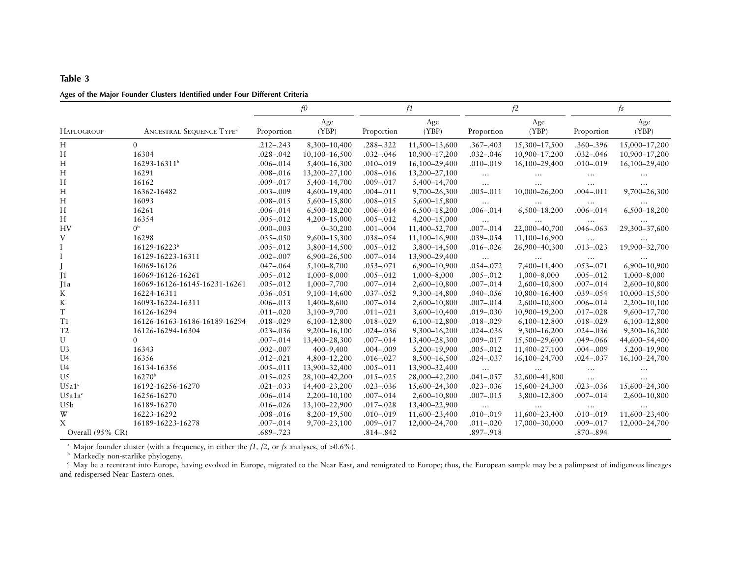## Table 3

**Ages of the Major Founder Clusters Identified under Four Different Criteria**

| Haplogroup | Ancestral Sequence Type[a] | *f0* | | *f1* | | *f2* | | *fs* | |
|---|---|---|---|---|---|---|---|---|---|
| | | Proportion | Age (YBP) | Proportion | Age (YBP) | Proportion | Age (YBP) | Proportion | Age (YBP) |
| H | 0 | .212–.243 | 8,300–10,400 | .288–.322 | 11,500–13,600 | .367–.403 | 15,300–17,500 | .360–.396 | 15,000–17,200 |
| H | 16304 | .028–.042 | 10,100–16,500 | .032–.046 | 10,900–17,200 | .032–.046 | 10,900–17,200 | .032–.046 | 10,900–17,200 |
| H | 16293-16311[b] | .006–.014 | 5,400–16,300 | .010–.019 | 16,100–29,400 | .010–.019 | 16,100–29,400 | .010–.019 | 16,100–29,400 |
| H | 16291 | .008–.016 | 13,200–27,100 | .008–.016 | 13,200–27,100 | ... | ... | ... | ... |
| H | 16162 | .009–.017 | 5,400–14,700 | .009–.017 | 5,400–14,700 | ... | ... | ... | ... |
| H | 16362-16482 | .003–.009 | 4,600–19,400 | .004–.011 | 9,700–26,300 | .005–.011 | 10,000–26,200 | .004–.011 | 9,700–26,300 |
| H | 16093 | .008–.015 | 5,600–15,800 | .008–.015 | 5,600–15,800 | ... | ... | ... | ... |
| H | 16261 | .006–.014 | 6,500–18,200 | .006–.014 | 6,500–18,200 | .006–.014 | 6,500–18,200 | .006–.014 | 6,500–18,200 |
| H | 16354 | .005–.012 | 4,200–15,000 | .005–.012 | 4,200–15,000 | ... | ... | ... | ... |
| HV | 0[b] | .000–.003 | 0–30,200 | .001–.004 | 11,400–52,700 | .007–.014 | 22,000–40,700 | .046–.063 | 29,300–37,600 |
| V | 16298 | .035–.050 | 9,600–15,300 | .038–.054 | 11,100–16,900 | .039–.054 | 11,100–16,900 | ... | ... |
| I | 16129-16223[b] | .005–.012 | 3,800–14,500 | .005–.012 | 3,800–14,500 | .016–.026 | 26,900–40,300 | .013–.023 | 19,900–32,700 |
| I | 16129-16223-16311 | .002–.007 | 6,900–26,500 | .007–.014 | 13,900–29,400 | ... | ... | ... | ... |
| J | 16069-16126 | .047–.064 | 5,100–8,700 | .053–.071 | 6,900–10,900 | .054–.072 | 7,400–11,400 | .053–.071 | 6,900–10,900 |
| J1 | 16069-16126-16261 | .005–.012 | 1,000–8,000 | .005–.012 | 1,000–8,000 | .005–.012 | 1,000–8,000 | .005–.012 | 1,000–8,000 |
| J1a | 16069-16126-16145-16231-16261 | .005–.012 | 1,000–7,700 | .007–.014 | 2,600–10,800 | .007–.014 | 2,600–10,800 | .007–.014 | 2,600–10,800 |
| K | 16224-16311 | .036–.051 | 9,100–14,600 | .037–.052 | 9,300–14,800 | .040–.056 | 10,800–16,400 | .039–.054 | 10,000–15,500 |
| K | 16093-16224-16311 | .006–.013 | 1,400–8,600 | .007–.014 | 2,600–10,800 | .007–.014 | 2,600–10,800 | .006–.014 | 2,200–10,100 |
| T | 16126-16294 | .011–.020 | 3,100–9,700 | .011–.021 | 3,600–10,400 | .019–.030 | 10,900–19,200 | .017–.028 | 9,600–17,700 |
| T1 | 16126-16163-16186-16189-16294 | .018–.029 | 6,100–12,800 | .018–.029 | 6,100–12,800 | .018–.029 | 6,100–12,800 | .018–.029 | 6,100–12,800 |
| T2 | 16126-16294-16304 | .023–.036 | 9,200–16,100 | .024–.036 | 9,300–16,200 | .024–.036 | 9,300–16,200 | .024–.036 | 9,300–16,200 |
| U | 0 | .007–.014 | 13,400–28,300 | .007–.014 | 13,400–28,300 | .009–.017 | 15,500–29,600 | .049–.066 | 44,600–54,400 |
| U3 | 16343 | .002–.007 | 400–9,400 | .004–.009 | 5,200–19,900 | .005–.012 | 11,400–27,100 | .004–.009 | 5,200–19,900 |
| U4 | 16356 | .012–.021 | 4,800–12,200 | .016–.027 | 8,500–16,500 | .024–.037 | 16,100–24,700 | .024–.037 | 16,100–24,700 |
| U4 | 16134-16356 | .005–.011 | 13,900–32,400 | .005–.011 | 13,900–32,400 | ... | ... | ... | ... |
| U5 | 16270[b] | .015–.025 | 28,100–42,200 | .015–.025 | 28,000–42,200 | .041–.057 | 32,600–41,800 | ... | ... |
| U5a1[c] | 16192-16256-16270 | .021–.033 | 14,400–23,200 | .023–.036 | 15,600–24,300 | .023–.036 | 15,600–24,300 | .023–.036 | 15,600–24,300 |
| U5a1a[c] | 16256-16270 | .006–.014 | 2,200–10,100 | .007–.014 | 2,600–10,800 | .007–.015 | 3,800–12,800 | .007–.014 | 2,600–10,800 |
| U5b | 16189-16270 | .016–.026 | 13,100–22,900 | .017–.028 | 13,400–22,900 | ... | ... | ... | ... |
| W | 16223-16292 | .008–.016 | 8,200–19,500 | .010–.019 | 11,600–23,400 | .010–.019 | 11,600–23,400 | .010–.019 | 11,600–23,400 |
| X | 16189-16223-16278 | .007–.014 | 9,700–23,100 | .009–.017 | 12,000–24,700 | .011–.020 | 17,000–30,000 | .009–.017 | 12,000–24,700 |
| Overall (95% CR) | | .689–.723 | | .814–.842 | | .897–.918 | | .870–.894 | |

[a] Major founder cluster (with a frequency, in either the *f1*, *f2*, or *fs* analyses, of >0.6%).

[b] Markedly non-starlike phylogeny.

[c] May be a reentrant into Europe, having evolved in Europe, migrated to the Near East, and remigrated to Europe; thus, the European sample may be a palimpsest of indigenous lineages and redispersed Near Eastern ones.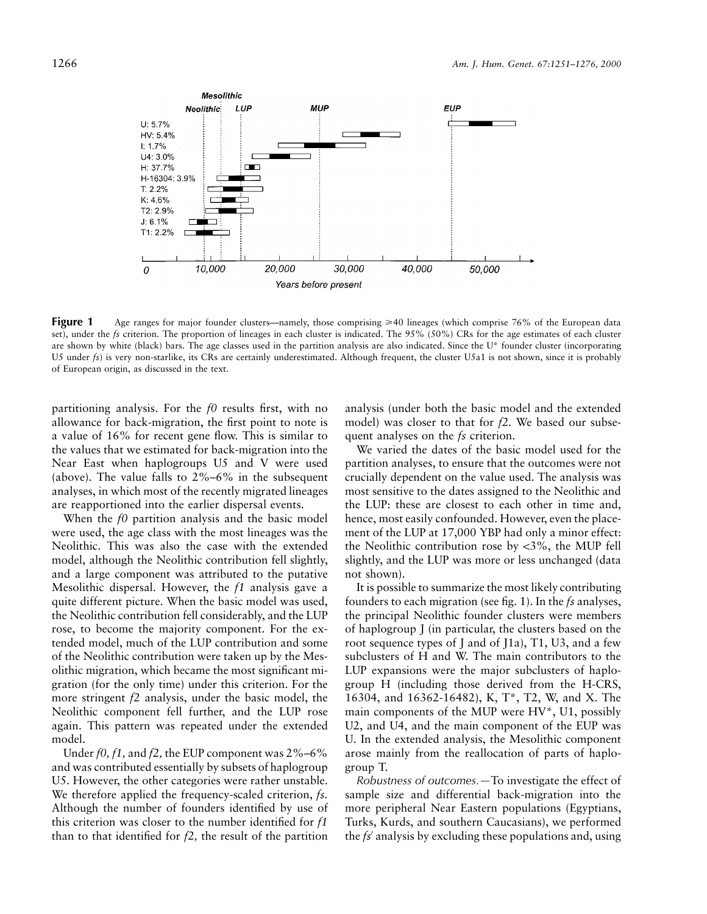**Figure 1** Age ranges for major founder clusters—namely, those comprising ≥40 lineages (which comprise 76% of the European data set), under the *fs* criterion. The proportion of lineages in each cluster is indicated. The 95% (50%) CRs for the age estimates of each cluster are shown by white (black) bars. The age classes used in the partition analysis are also indicated. Since the U* founder cluster (incorporating U5 under *fs*) is very non-starlike, its CRs are certainly underestimated. Although frequent, the cluster U5a1 is not shown, since it is probably of European origin, as discussed in the text.

partitioning analysis. For the *f0* results first, with no allowance for back-migration, the first point to note is a value of 16% for recent gene flow. This is similar to the values that we estimated for back-migration into the Near East when haplogroups U5 and V were used (above). The value falls to 2%–6% in the subsequent analyses, in which most of the recently migrated lineages are reapportioned into the earlier dispersal events.

When the *f0* partition analysis and the basic model were used, the age class with the most lineages was the Neolithic. This was also the case with the extended model, although the Neolithic contribution fell slightly, and a large component was attributed to the putative Mesolithic dispersal. However, the *f1* analysis gave a quite different picture. When the basic model was used, the Neolithic contribution fell considerably, and the LUP rose, to become the majority component. For the extended model, much of the LUP contribution and some of the Neolithic contribution were taken up by the Mesolithic migration, which became the most significant migration (for the only time) under this criterion. For the more stringent *f2* analysis, under the basic model, the Neolithic component fell further, and the LUP rose again. This pattern was repeated under the extended model.

Under *f0, f1,* and *f2,* the EUP component was 2%–6% and was contributed essentially by subsets of haplogroup U5. However, the other categories were rather unstable. We therefore applied the frequency-scaled criterion, *fs.* Although the number of founders identified by use of this criterion was closer to the number identified for *f1* than to that identified for *f2,* the result of the partition analysis (under both the basic model and the extended model) was closer to that for *f2*. We based our subsequent analyses on the *fs* criterion.

We varied the dates of the basic model used for the partition analyses, to ensure that the outcomes were not crucially dependent on the value used. The analysis was most sensitive to the dates assigned to the Neolithic and the LUP: these are closest to each other in time and, hence, most easily confounded. However, even the placement of the LUP at 17,000 YBP had only a minor effect: the Neolithic contribution rose by <3%, the MUP fell slightly, and the LUP was more or less unchanged (data not shown).

It is possible to summarize the most likely contributing founders to each migration (see fig. 1). In the *fs* analyses, the principal Neolithic founder clusters were members of haplogroup J (in particular, the clusters based on the root sequence types of J and of J1a), T1, U3, and a few subclusters of H and W. The main contributors to the LUP expansions were the major subclusters of haplogroup H (including those derived from the H-CRS, 16304, and 16362-16482), K, T*, T2, W, and X. The main components of the MUP were HV*, U1, possibly U2, and U4, and the main component of the EUP was U. In the extended analysis, the Mesolithic component arose mainly from the reallocation of parts of haplogroup T.

*Robustness of outcomes.*—To investigate the effect of sample size and differential back-migration into the more peripheral Near Eastern populations (Egyptians, Turks, Kurds, and southern Caucasians), we performed the *fs′* analysis by excluding these populations and, using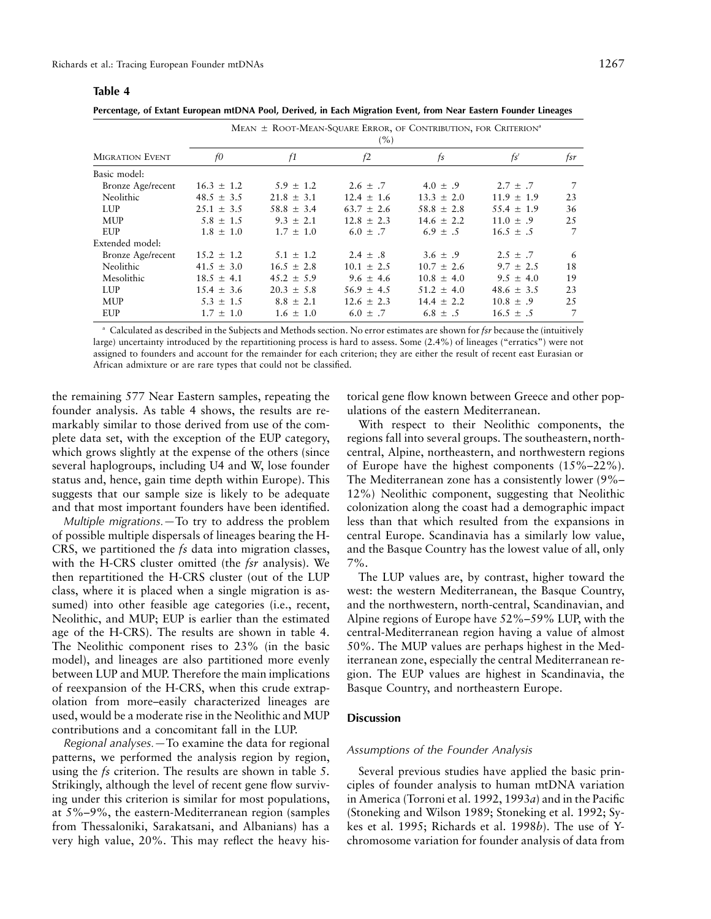**Table 4**

**Percentage, of Extant European mtDNA Pool, Derived, in Each Migration Event, from Near Eastern Founder Lineages**

| Migration Event | Mean ± Root-Mean-Square Error, of Contribution, for Criterion[a] (%) | | | | | |
|---|---|---|---|---|---|---|
| | *f0* | *f1* | *f2* | *fs* | *fs′* | *fsr* |
| Basic model: | | | | | | |
| Bronze Age/recent | 16.3 ± 1.2 | 5.9 ± 1.2 | 2.6 ± .7 | 4.0 ± .9 | 2.7 ± .7 | 7 |
| Neolithic | 48.5 ± 3.5 | 21.8 ± 3.1 | 12.4 ± 1.6 | 13.3 ± 2.0 | 11.9 ± 1.9 | 23 |
| LUP | 25.1 ± 3.5 | 58.8 ± 3.4 | 63.7 ± 2.6 | 58.8 ± 2.8 | 55.4 ± 1.9 | 36 |
| MUP | 5.8 ± 1.5 | 9.3 ± 2.1 | 12.8 ± 2.3 | 14.6 ± 2.2 | 11.0 ± .9 | 25 |
| EUP | 1.8 ± 1.0 | 1.7 ± 1.0 | 6.0 ± .7 | 6.9 ± .5 | 16.5 ± .5 | 7 |
| Extended model: | | | | | | |
| Bronze Age/recent | 15.2 ± 1.2 | 5.1 ± 1.2 | 2.4 ± .8 | 3.6 ± .9 | 2.5 ± .7 | 6 |
| Neolithic | 41.5 ± 3.0 | 16.5 ± 2.8 | 10.1 ± 2.5 | 10.7 ± 2.6 | 9.7 ± 2.5 | 18 |
| Mesolithic | 18.5 ± 4.1 | 45.2 ± 5.9 | 9.6 ± 4.6 | 10.8 ± 4.0 | 9.5 ± 4.0 | 19 |
| LUP | 15.4 ± 3.6 | 20.3 ± 5.8 | 56.9 ± 4.5 | 51.2 ± 4.0 | 48.6 ± 3.5 | 23 |
| MUP | 5.3 ± 1.5 | 8.8 ± 2.1 | 12.6 ± 2.3 | 14.4 ± 2.2 | 10.8 ± .9 | 25 |
| EUP | 1.7 ± 1.0 | 1.6 ± 1.0 | 6.0 ± .7 | 6.8 ± .5 | 16.5 ± .5 | 7 |

[a] Calculated as described in the Subjects and Methods section. No error estimates are shown for *fsr* because the (intuitively large) uncertainty introduced by the repartitioning process is hard to assess. Some (2.4%) of lineages ("erratics") were not assigned to founders and account for the remainder for each criterion; they are either the result of recent east Eurasian or African admixture or are rare types that could not be classified.

the remaining 577 Near Eastern samples, repeating the founder analysis. As table 4 shows, the results are remarkably similar to those derived from use of the complete data set, with the exception of the EUP category, which grows slightly at the expense of the others (since several haplogroups, including U4 and W, lose founder status and, hence, gain time depth within Europe). This suggests that our sample size is likely to be adequate and that most important founders have been identified.

*Multiple migrations.*—To try to address the problem of possible multiple dispersals of lineages bearing the H-CRS, we partitioned the *fs* data into migration classes, with the H-CRS cluster omitted (the *fsr* analysis). We then repartitioned the H-CRS cluster (out of the LUP class, where it is placed when a single migration is assumed) into other feasible age categories (i.e., recent, Neolithic, and MUP; EUP is earlier than the estimated age of the H-CRS). The results are shown in table 4. The Neolithic component rises to 23% (in the basic model), and lineages are also partitioned more evenly between LUP and MUP. Therefore the main implications of reexpansion of the H-CRS, when this crude extrapolation from more–easily characterized lineages are used, would be a moderate rise in the Neolithic and MUP contributions and a concomitant fall in the LUP.

*Regional analyses.*—To examine the data for regional patterns, we performed the analysis region by region, using the *fs* criterion. The results are shown in table 5. Strikingly, although the level of recent gene flow surviving under this criterion is similar for most populations, at 5%–9%, the eastern-Mediterranean region (samples from Thessaloniki, Sarakatsani, and Albanians) has a very high value, 20%. This may reflect the heavy historical gene flow known between Greece and other populations of the eastern Mediterranean.

With respect to their Neolithic components, the regions fall into several groups. The southeastern, north-central, Alpine, northeastern, and northwestern regions of Europe have the highest components (15%–22%). The Mediterranean zone has a consistently lower (9%–12%) Neolithic component, suggesting that Neolithic colonization along the coast had a demographic impact less than that which resulted from the expansions in central Europe. Scandinavia has a similarly low value, and the Basque Country has the lowest value of all, only 7%.

The LUP values are, by contrast, higher toward the west: the western Mediterranean, the Basque Country, and the northwestern, north-central, Scandinavian, and Alpine regions of Europe have 52%–59% LUP, with the central-Mediterranean region having a value of almost 50%. The MUP values are perhaps highest in the Mediterranean zone, especially the central Mediterranean region. The EUP values are highest in Scandinavia, the Basque Country, and northeastern Europe.

## Discussion

### *Assumptions of the Founder Analysis*

Several previous studies have applied the basic principles of founder analysis to human mtDNA variation in America (Torroni et al. 1992, 1993*a*) and in the Pacific (Stoneking and Wilson 1989; Stoneking et al. 1992; Sykes et al. 1995; Richards et al. 1998*b*). The use of Y-chromosome variation for founder analysis of data from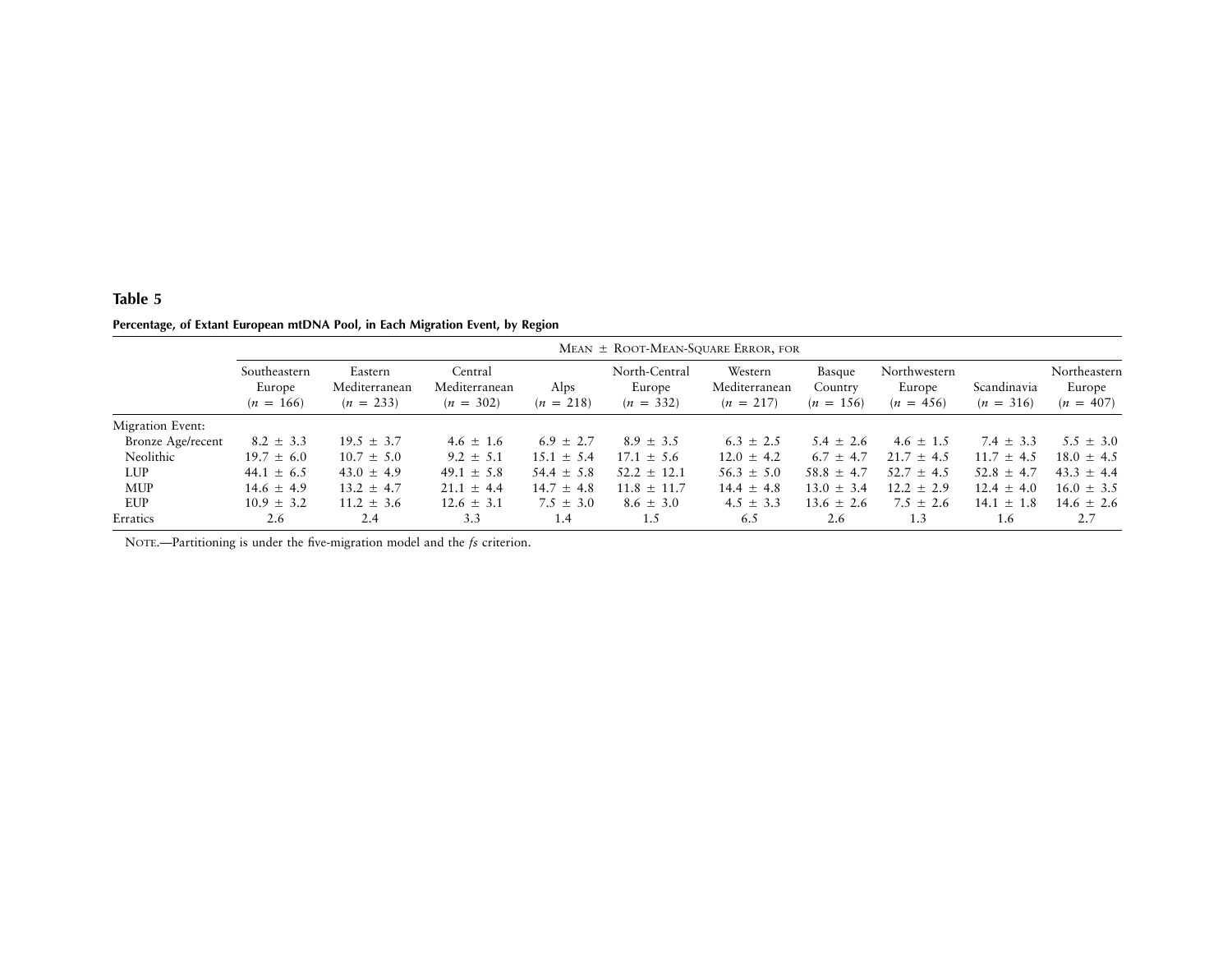## Table 5

**Percentage, of Extant European mtDNA Pool, in Each Migration Event, by Region**

| | MEAN ± ROOT-MEAN-SQUARE ERROR, FOR | | | | | | | | | |
|---|---|---|---|---|---|---|---|---|---|---|
| | Southeastern Europe ($n = 166$) | Eastern Mediterranean ($n = 233$) | Central Mediterranean ($n = 302$) | Alps ($n = 218$) | North-Central Europe ($n = 332$) | Western Mediterranean ($n = 217$) | Basque Country ($n = 156$) | Northwestern Europe ($n = 456$) | Scandinavia ($n = 316$) | Northeastern Europe ($n = 407$) |
| Migration Event: | | | | | | | | | | |
| Bronze Age/recent | 8.2 ± 3.3 | 19.5 ± 3.7 | 4.6 ± 1.6 | 6.9 ± 2.7 | 8.9 ± 3.5 | 6.3 ± 2.5 | 5.4 ± 2.6 | 4.6 ± 1.5 | 7.4 ± 3.3 | 5.5 ± 3.0 |
| Neolithic | 19.7 ± 6.0 | 10.7 ± 5.0 | 9.2 ± 5.1 | 15.1 ± 5.4 | 17.1 ± 5.6 | 12.0 ± 4.2 | 6.7 ± 4.7 | 21.7 ± 4.5 | 11.7 ± 4.5 | 18.0 ± 4.5 |
| LUP | 44.1 ± 6.5 | 43.0 ± 4.9 | 49.1 ± 5.8 | 54.4 ± 5.8 | 52.2 ± 12.1 | 56.3 ± 5.0 | 58.8 ± 4.7 | 52.7 ± 4.5 | 52.8 ± 4.7 | 43.3 ± 4.4 |
| MUP | 14.6 ± 4.9 | 13.2 ± 4.7 | 21.1 ± 4.4 | 14.7 ± 4.8 | 11.8 ± 11.7 | 14.4 ± 4.8 | 13.0 ± 3.4 | 12.2 ± 2.9 | 12.4 ± 4.0 | 16.0 ± 3.5 |
| EUP | 10.9 ± 3.2 | 11.2 ± 3.6 | 12.6 ± 3.1 | 7.5 ± 3.0 | 8.6 ± 3.0 | 4.5 ± 3.3 | 13.6 ± 2.6 | 7.5 ± 2.6 | 14.1 ± 1.8 | 14.6 ± 2.6 |
| Erratics | 2.6 | 2.4 | 3.3 | 1.4 | 1.5 | 6.5 | 2.6 | 1.3 | 1.6 | 2.7 |

NOTE.—Partitioning is under the five-migration model and the *fs* criterion.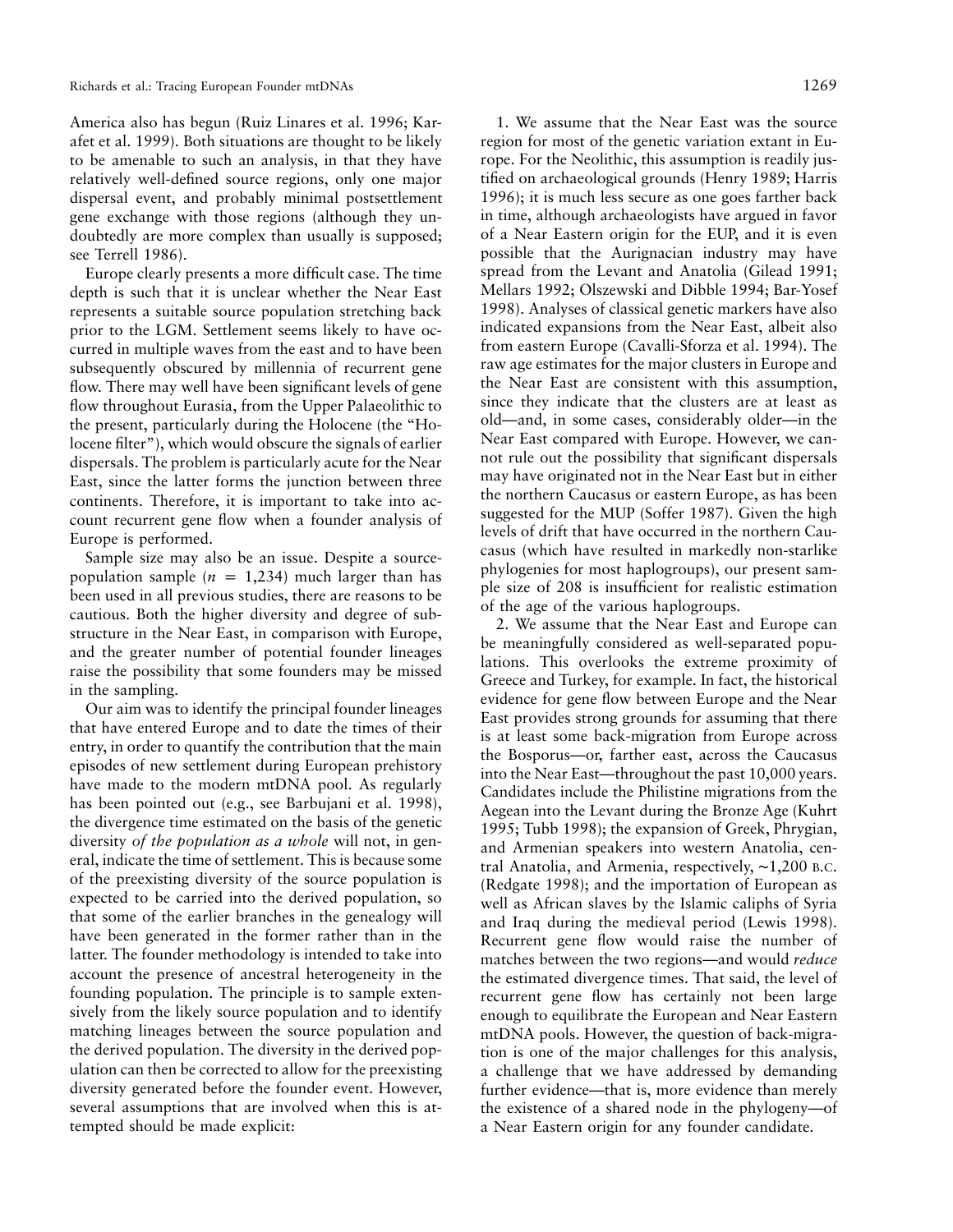America also has begun (Ruiz Linares et al. 1996; Karafet et al. 1999). Both situations are thought to be likely to be amenable to such an analysis, in that they have relatively well-defined source regions, only one major dispersal event, and probably minimal postsettlement gene exchange with those regions (although they undoubtedly are more complex than usually is supposed; see Terrell 1986).

Europe clearly presents a more difficult case. The time depth is such that it is unclear whether the Near East represents a suitable source population stretching back prior to the LGM. Settlement seems likely to have occurred in multiple waves from the east and to have been subsequently obscured by millennia of recurrent gene flow. There may well have been significant levels of gene flow throughout Eurasia, from the Upper Palaeolithic to the present, particularly during the Holocene (the "Holocene filter"), which would obscure the signals of earlier dispersals. The problem is particularly acute for the Near East, since the latter forms the junction between three continents. Therefore, it is important to take into account recurrent gene flow when a founder analysis of Europe is performed.

Sample size may also be an issue. Despite a source-population sample ($n = 1{,}234$) much larger than has been used in all previous studies, there are reasons to be cautious. Both the higher diversity and degree of substructure in the Near East, in comparison with Europe, and the greater number of potential founder lineages raise the possibility that some founders may be missed in the sampling.

Our aim was to identify the principal founder lineages that have entered Europe and to date the times of their entry, in order to quantify the contribution that the main episodes of new settlement during European prehistory have made to the modern mtDNA pool. As regularly has been pointed out (e.g., see Barbujani et al. 1998), the divergence time estimated on the basis of the genetic diversity *of the population as a whole* will not, in general, indicate the time of settlement. This is because some of the preexisting diversity of the source population is expected to be carried into the derived population, so that some of the earlier branches in the genealogy will have been generated in the former rather than in the latter. The founder methodology is intended to take into account the presence of ancestral heterogeneity in the founding population. The principle is to sample extensively from the likely source population and to identify matching lineages between the source population and the derived population. The diversity in the derived population can then be corrected to allow for the preexisting diversity generated before the founder event. However, several assumptions that are involved when this is attempted should be made explicit:

1. We assume that the Near East was the source region for most of the genetic variation extant in Europe. For the Neolithic, this assumption is readily justified on archaeological grounds (Henry 1989; Harris 1996); it is much less secure as one goes farther back in time, although archaeologists have argued in favor of a Near Eastern origin for the EUP, and it is even possible that the Aurignacian industry may have spread from the Levant and Anatolia (Gilead 1991; Mellars 1992; Olszewski and Dibble 1994; Bar-Yosef 1998). Analyses of classical genetic markers have also indicated expansions from the Near East, albeit also from eastern Europe (Cavalli-Sforza et al. 1994). The raw age estimates for the major clusters in Europe and the Near East are consistent with this assumption, since they indicate that the clusters are at least as old—and, in some cases, considerably older—in the Near East compared with Europe. However, we cannot rule out the possibility that significant dispersals may have originated not in the Near East but in either the northern Caucasus or eastern Europe, as has been suggested for the MUP (Soffer 1987). Given the high levels of drift that have occurred in the northern Caucasus (which have resulted in markedly non-starlike phylogenies for most haplogroups), our present sample size of 208 is insufficient for realistic estimation of the age of the various haplogroups.

2. We assume that the Near East and Europe can be meaningfully considered as well-separated populations. This overlooks the extreme proximity of Greece and Turkey, for example. In fact, the historical evidence for gene flow between Europe and the Near East provides strong grounds for assuming that there is at least some back-migration from Europe across the Bosporus—or, farther east, across the Caucasus into the Near East—throughout the past 10,000 years. Candidates include the Philistine migrations from the Aegean into the Levant during the Bronze Age (Kuhrt 1995; Tubb 1998); the expansion of Greek, Phrygian, and Armenian speakers into western Anatolia, central Anatolia, and Armenia, respectively, ~1,200 B.C. (Redgate 1998); and the importation of European as well as African slaves by the Islamic caliphs of Syria and Iraq during the medieval period (Lewis 1998). Recurrent gene flow would raise the number of matches between the two regions—and would *reduce* the estimated divergence times. That said, the level of recurrent gene flow has certainly not been large enough to equilibrate the European and Near Eastern mtDNA pools. However, the question of back-migration is one of the major challenges for this analysis, a challenge that we have addressed by demanding further evidence—that is, more evidence than merely the existence of a shared node in the phylogeny—of a Near Eastern origin for any founder candidate.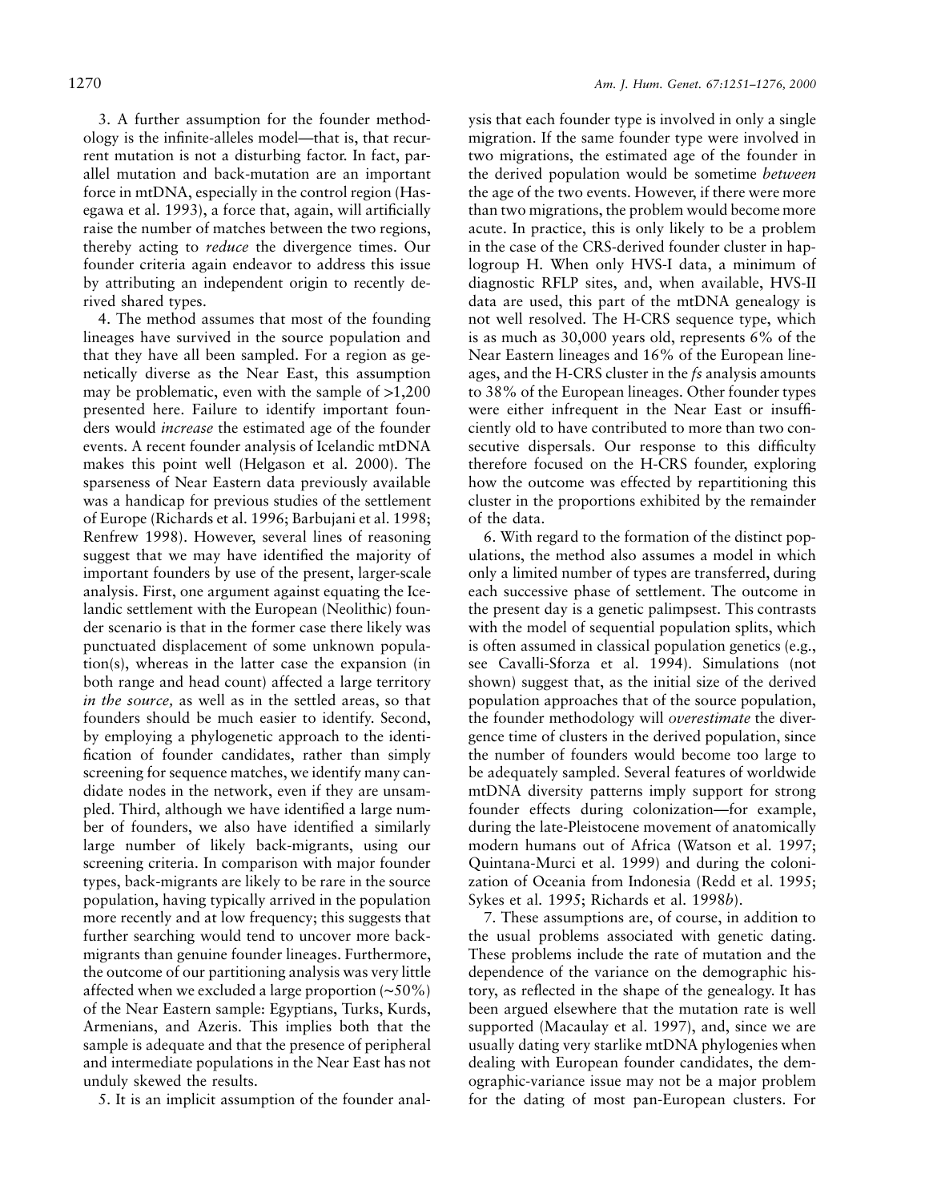3. A further assumption for the founder methodology is the infinite-alleles model—that is, that recurrent mutation is not a disturbing factor. In fact, parallel mutation and back-mutation are an important force in mtDNA, especially in the control region (Hasegawa et al. 1993), a force that, again, will artificially raise the number of matches between the two regions, thereby acting to *reduce* the divergence times. Our founder criteria again endeavor to address this issue by attributing an independent origin to recently derived shared types.

4. The method assumes that most of the founding lineages have survived in the source population and that they have all been sampled. For a region as genetically diverse as the Near East, this assumption may be problematic, even with the sample of >1,200 presented here. Failure to identify important founders would *increase* the estimated age of the founder events. A recent founder analysis of Icelandic mtDNA makes this point well (Helgason et al. 2000). The sparseness of Near Eastern data previously available was a handicap for previous studies of the settlement of Europe (Richards et al. 1996; Barbujani et al. 1998; Renfrew 1998). However, several lines of reasoning suggest that we may have identified the majority of important founders by use of the present, larger-scale analysis. First, one argument against equating the Icelandic settlement with the European (Neolithic) founder scenario is that in the former case there likely was punctuated displacement of some unknown population(s), whereas in the latter case the expansion (in both range and head count) affected a large territory *in the source,* as well as in the settled areas, so that founders should be much easier to identify. Second, by employing a phylogenetic approach to the identification of founder candidates, rather than simply screening for sequence matches, we identify many candidate nodes in the network, even if they are unsampled. Third, although we have identified a large number of founders, we also have identified a similarly large number of likely back-migrants, using our screening criteria. In comparison with major founder types, back-migrants are likely to be rare in the source population, having typically arrived in the population more recently and at low frequency; this suggests that further searching would tend to uncover more back-migrants than genuine founder lineages. Furthermore, the outcome of our partitioning analysis was very little affected when we excluded a large proportion (~50%) of the Near Eastern sample: Egyptians, Turks, Kurds, Armenians, and Azeris. This implies both that the sample is adequate and that the presence of peripheral and intermediate populations in the Near East has not unduly skewed the results.

5. It is an implicit assumption of the founder analysis that each founder type is involved in only a single migration. If the same founder type were involved in two migrations, the estimated age of the founder in the derived population would be sometime *between* the age of the two events. However, if there were more than two migrations, the problem would become more acute. In practice, this is only likely to be a problem in the case of the CRS-derived founder cluster in haplogroup H. When only HVS-I data, a minimum of diagnostic RFLP sites, and, when available, HVS-II data are used, this part of the mtDNA genealogy is not well resolved. The H-CRS sequence type, which is as much as 30,000 years old, represents 6% of the Near Eastern lineages and 16% of the European lineages, and the H-CRS cluster in the *fs* analysis amounts to 38% of the European lineages. Other founder types were either infrequent in the Near East or insufficiently old to have contributed to more than two consecutive dispersals. Our response to this difficulty therefore focused on the H-CRS founder, exploring how the outcome was effected by repartitioning this cluster in the proportions exhibited by the remainder of the data.

6. With regard to the formation of the distinct populations, the method also assumes a model in which only a limited number of types are transferred, during each successive phase of settlement. The outcome in the present day is a genetic palimpsest. This contrasts with the model of sequential population splits, which is often assumed in classical population genetics (e.g., see Cavalli-Sforza et al. 1994). Simulations (not shown) suggest that, as the initial size of the derived population approaches that of the source population, the founder methodology will *overestimate* the divergence time of clusters in the derived population, since the number of founders would become too large to be adequately sampled. Several features of worldwide mtDNA diversity patterns imply support for strong founder effects during colonization—for example, during the late-Pleistocene movement of anatomically modern humans out of Africa (Watson et al. 1997; Quintana-Murci et al. 1999) and during the colonization of Oceania from Indonesia (Redd et al. 1995; Sykes et al. 1995; Richards et al. 1998*b*).

7. These assumptions are, of course, in addition to the usual problems associated with genetic dating. These problems include the rate of mutation and the dependence of the variance on the demographic history, as reflected in the shape of the genealogy. It has been argued elsewhere that the mutation rate is well supported (Macaulay et al. 1997), and, since we are usually dating very starlike mtDNA phylogenies when dealing with European founder candidates, the demographic-variance issue may not be a major problem for the dating of most pan-European clusters. For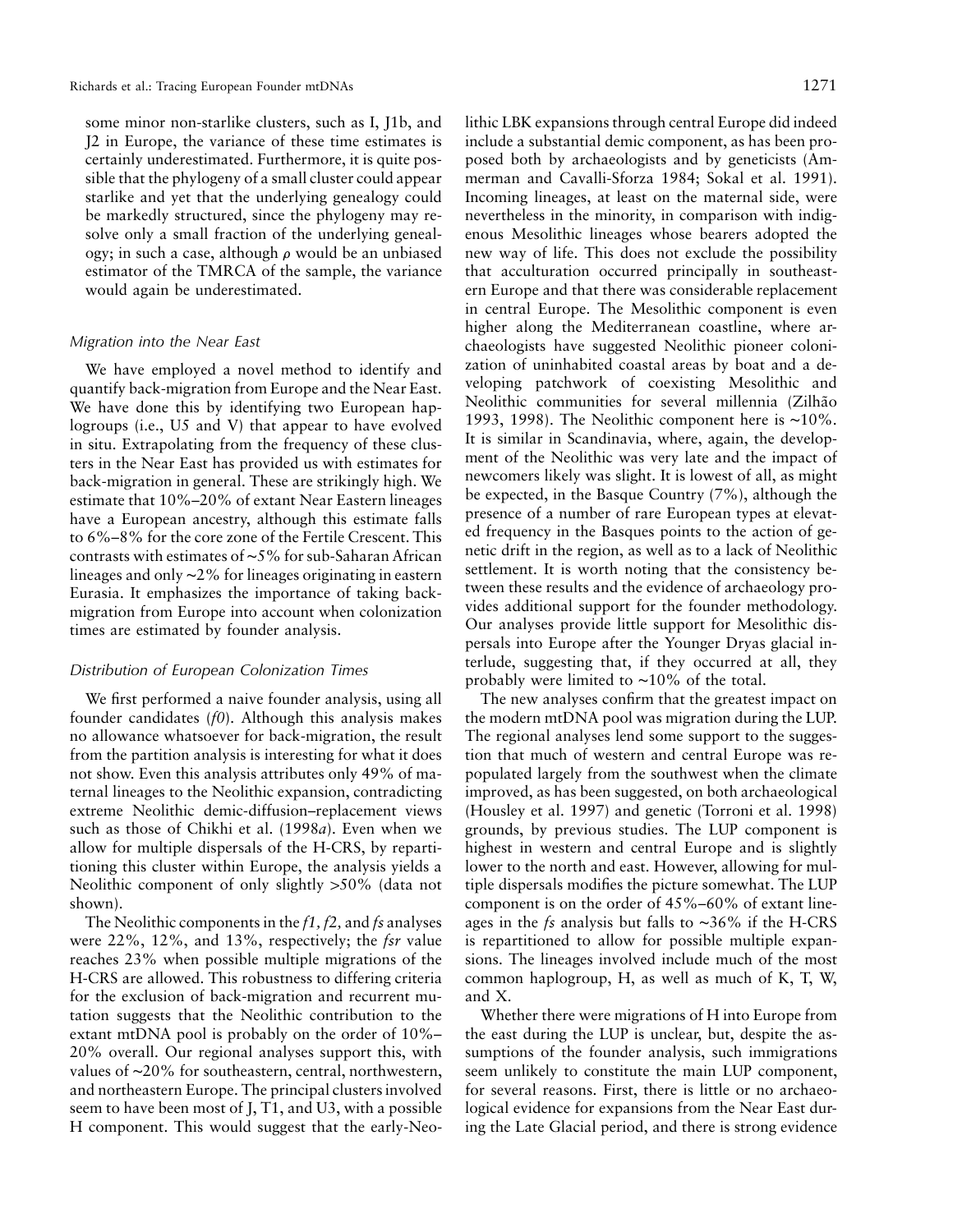some minor non-starlike clusters, such as I, J1b, and J2 in Europe, the variance of these time estimates is certainly underestimated. Furthermore, it is quite possible that the phylogeny of a small cluster could appear starlike and yet that the underlying genealogy could be markedly structured, since the phylogeny may resolve only a small fraction of the underlying genealogy; in such a case, although $\rho$ would be an unbiased estimator of the TMRCA of the sample, the variance would again be underestimated.

### *Migration into the Near East*

We have employed a novel method to identify and quantify back-migration from Europe and the Near East. We have done this by identifying two European haplogroups (i.e., U5 and V) that appear to have evolved in situ. Extrapolating from the frequency of these clusters in the Near East has provided us with estimates for back-migration in general. These are strikingly high. We estimate that 10%–20% of extant Near Eastern lineages have a European ancestry, although this estimate falls to 6%–8% for the core zone of the Fertile Crescent. This contrasts with estimates of ~5% for sub-Saharan African lineages and only ~2% for lineages originating in eastern Eurasia. It emphasizes the importance of taking back-migration from Europe into account when colonization times are estimated by founder analysis.

### *Distribution of European Colonization Times*

We first performed a naive founder analysis, using all founder candidates (*f0*). Although this analysis makes no allowance whatsoever for back-migration, the result from the partition analysis is interesting for what it does not show. Even this analysis attributes only 49% of maternal lineages to the Neolithic expansion, contradicting extreme Neolithic demic-diffusion–replacement views such as those of Chikhi et al. (1998*a*). Even when we allow for multiple dispersals of the H-CRS, by repartitioning this cluster within Europe, the analysis yields a Neolithic component of only slightly >50% (data not shown).

The Neolithic components in the *f1, f2,* and *fs* analyses were 22%, 12%, and 13%, respectively; the *fsr* value reaches 23% when possible multiple migrations of the H-CRS are allowed. This robustness to differing criteria for the exclusion of back-migration and recurrent mutation suggests that the Neolithic contribution to the extant mtDNA pool is probably on the order of 10%–20% overall. Our regional analyses support this, with values of ~20% for southeastern, central, northwestern, and northeastern Europe. The principal clusters involved seem to have been most of J, T1, and U3, with a possible H component. This would suggest that the early-Neolithic LBK expansions through central Europe did indeed include a substantial demic component, as has been proposed both by archaeologists and by geneticists (Ammerman and Cavalli-Sforza 1984; Sokal et al. 1991). Incoming lineages, at least on the maternal side, were nevertheless in the minority, in comparison with indigenous Mesolithic lineages whose bearers adopted the new way of life. This does not exclude the possibility that acculturation occurred principally in southeastern Europe and that there was considerable replacement in central Europe. The Mesolithic component is even higher along the Mediterranean coastline, where archaeologists have suggested Neolithic pioneer colonization of uninhabited coastal areas by boat and a developing patchwork of coexisting Mesolithic and Neolithic communities for several millennia (Zilhão 1993, 1998). The Neolithic component here is ~10%. It is similar in Scandinavia, where, again, the development of the Neolithic was very late and the impact of newcomers likely was slight. It is lowest of all, as might be expected, in the Basque Country (7%), although the presence of a number of rare European types at elevated frequency in the Basques points to the action of genetic drift in the region, as well as to a lack of Neolithic settlement. It is worth noting that the consistency between these results and the evidence of archaeology provides additional support for the founder methodology. Our analyses provide little support for Mesolithic dispersals into Europe after the Younger Dryas glacial interlude, suggesting that, if they occurred at all, they probably were limited to ~10% of the total.

The new analyses confirm that the greatest impact on the modern mtDNA pool was migration during the LUP. The regional analyses lend some support to the suggestion that much of western and central Europe was repopulated largely from the southwest when the climate improved, as has been suggested, on both archaeological (Housley et al. 1997) and genetic (Torroni et al. 1998) grounds, by previous studies. The LUP component is highest in western and central Europe and is slightly lower to the north and east. However, allowing for multiple dispersals modifies the picture somewhat. The LUP component is on the order of 45%–60% of extant lineages in the *fs* analysis but falls to ~36% if the H-CRS is repartitioned to allow for possible multiple expansions. The lineages involved include much of the most common haplogroup, H, as well as much of K, T, W, and X.

Whether there were migrations of H into Europe from the east during the LUP is unclear, but, despite the assumptions of the founder analysis, such immigrations seem unlikely to constitute the main LUP component, for several reasons. First, there is little or no archaeological evidence for expansions from the Near East during the Late Glacial period, and there is strong evidence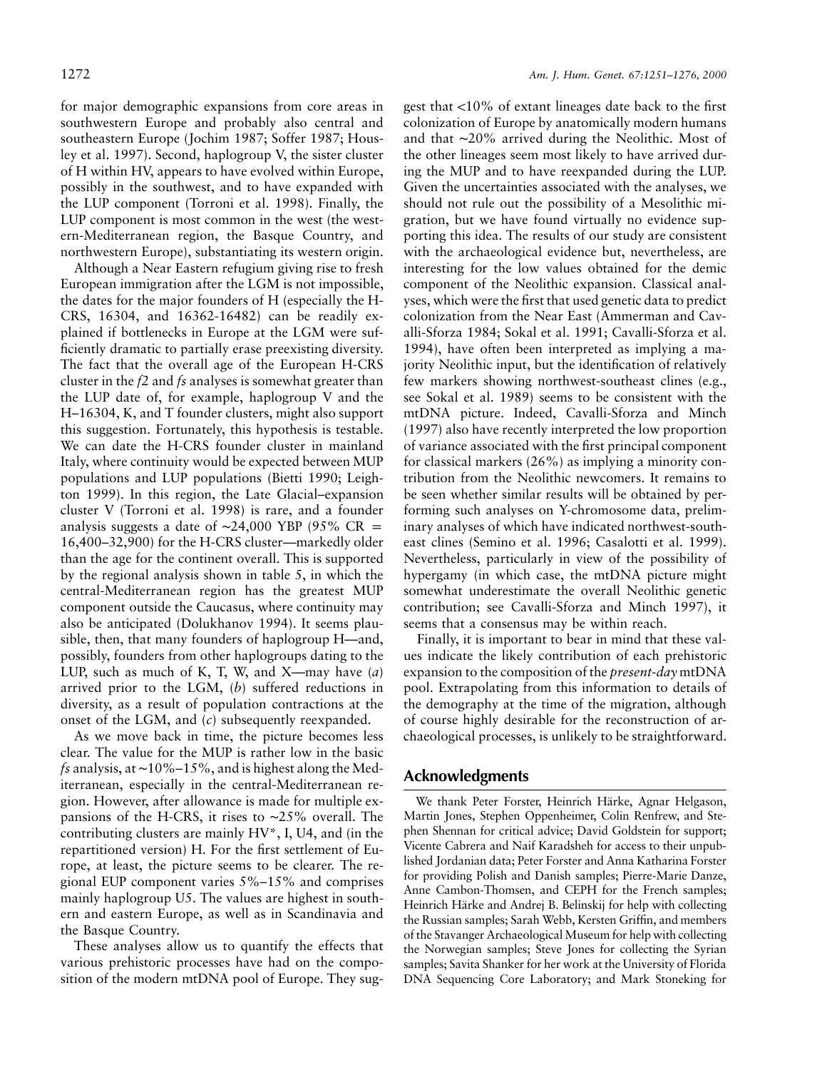for major demographic expansions from core areas in southwestern Europe and probably also central and southeastern Europe (Jochim 1987; Soffer 1987; Housley et al. 1997). Second, haplogroup V, the sister cluster of H within HV, appears to have evolved within Europe, possibly in the southwest, and to have expanded with the LUP component (Torroni et al. 1998). Finally, the LUP component is most common in the west (the western-Mediterranean region, the Basque Country, and northwestern Europe), substantiating its western origin.

Although a Near Eastern refugium giving rise to fresh European immigration after the LGM is not impossible, the dates for the major founders of H (especially the H-CRS, 16304, and 16362-16482) can be readily explained if bottlenecks in Europe at the LGM were sufficiently dramatic to partially erase preexisting diversity. The fact that the overall age of the European H-CRS cluster in the *f2* and *fs* analyses is somewhat greater than the LUP date of, for example, haplogroup V and the H–16304, K, and T founder clusters, might also support this suggestion. Fortunately, this hypothesis is testable. We can date the H-CRS founder cluster in mainland Italy, where continuity would be expected between MUP populations and LUP populations (Bietti 1990; Leighton 1999). In this region, the Late Glacial–expansion cluster V (Torroni et al. 1998) is rare, and a founder analysis suggests a date of ~24,000 YBP (95% CR = 16,400–32,900) for the H-CRS cluster—markedly older than the age for the continent overall. This is supported by the regional analysis shown in table 5, in which the central-Mediterranean region has the greatest MUP component outside the Caucasus, where continuity may also be anticipated (Dolukhanov 1994). It seems plausible, then, that many founders of haplogroup H—and, possibly, founders from other haplogroups dating to the LUP, such as much of K, T, W, and X—may have (*a*) arrived prior to the LGM, (*b*) suffered reductions in diversity, as a result of population contractions at the onset of the LGM, and (*c*) subsequently reexpanded.

As we move back in time, the picture becomes less clear. The value for the MUP is rather low in the basic *fs* analysis, at ~10%–15%, and is highest along the Mediterranean, especially in the central-Mediterranean region. However, after allowance is made for multiple expansions of the H-CRS, it rises to ~25% overall. The contributing clusters are mainly HV*, I, U4, and (in the repartitioned version) H. For the first settlement of Europe, at least, the picture seems to be clearer. The regional EUP component varies 5%–15% and comprises mainly haplogroup U5. The values are highest in southern and eastern Europe, as well as in Scandinavia and the Basque Country.

These analyses allow us to quantify the effects that various prehistoric processes have had on the composition of the modern mtDNA pool of Europe. They suggest that <10% of extant lineages date back to the first colonization of Europe by anatomically modern humans and that ~20% arrived during the Neolithic. Most of the other lineages seem most likely to have arrived during the MUP and to have reexpanded during the LUP. Given the uncertainties associated with the analyses, we should not rule out the possibility of a Mesolithic migration, but we have found virtually no evidence supporting this idea. The results of our study are consistent with the archaeological evidence but, nevertheless, are interesting for the low values obtained for the demic component of the Neolithic expansion. Classical analyses, which were the first that used genetic data to predict colonization from the Near East (Ammerman and Cavalli-Sforza 1984; Sokal et al. 1991; Cavalli-Sforza et al. 1994), have often been interpreted as implying a majority Neolithic input, but the identification of relatively few markers showing northwest-southeast clines (e.g., see Sokal et al. 1989) seems to be consistent with the mtDNA picture. Indeed, Cavalli-Sforza and Minch (1997) also have recently interpreted the low proportion of variance associated with the first principal component for classical markers (26%) as implying a minority contribution from the Neolithic newcomers. It remains to be seen whether similar results will be obtained by performing such analyses on Y-chromosome data, preliminary analyses of which have indicated northwest-southeast clines (Semino et al. 1996; Casalotti et al. 1999). Nevertheless, particularly in view of the possibility of hypergamy (in which case, the mtDNA picture might somewhat underestimate the overall Neolithic genetic contribution; see Cavalli-Sforza and Minch 1997), it seems that a consensus may be within reach.

Finally, it is important to bear in mind that these values indicate the likely contribution of each prehistoric expansion to the composition of the *present-day* mtDNA pool. Extrapolating from this information to details of the demography at the time of the migration, although of course highly desirable for the reconstruction of archaeological processes, is unlikely to be straightforward.

## Acknowledgments

We thank Peter Forster, Heinrich Härke, Agnar Helgason, Martin Jones, Stephen Oppenheimer, Colin Renfrew, and Stephen Shennan for critical advice; David Goldstein for support; Vicente Cabrera and Naif Karadsheh for access to their unpublished Jordanian data; Peter Forster and Anna Katharina Forster for providing Polish and Danish samples; Pierre-Marie Danze, Anne Cambon-Thomsen, and CEPH for the French samples; Heinrich Härke and Andrej B. Belinskij for help with collecting the Russian samples; Sarah Webb, Kersten Griffin, and members of the Stavanger Archaeological Museum for help with collecting the Norwegian samples; Steve Jones for collecting the Syrian samples; Savita Shanker for her work at the University of Florida DNA Sequencing Core Laboratory; and Mark Stoneking for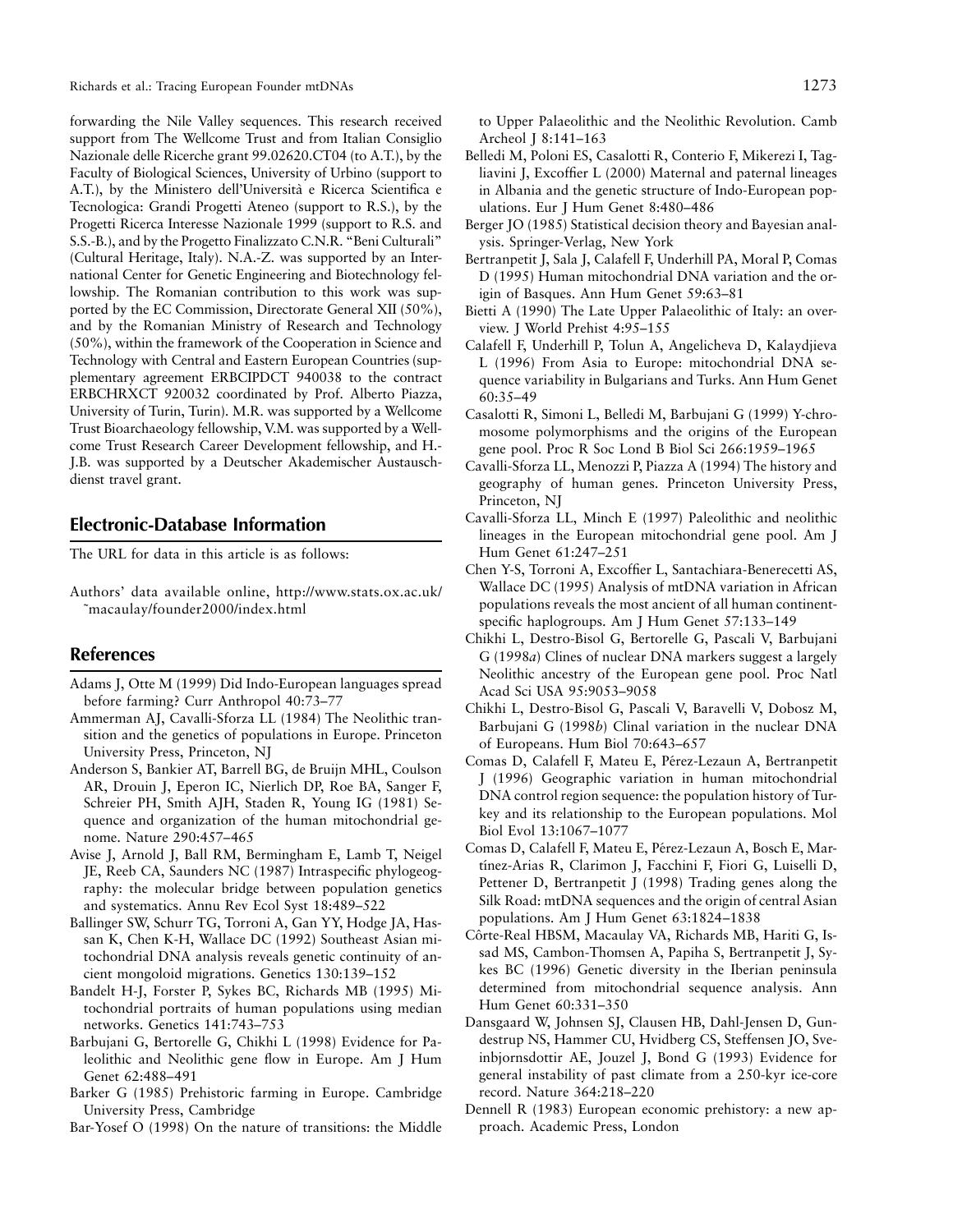forwarding the Nile Valley sequences. This research received support from The Wellcome Trust and from Italian Consiglio Nazionale delle Ricerche grant 99.02620.CT04 (to A.T.), by the Faculty of Biological Sciences, University of Urbino (support to A.T.), by the Ministero dell'Università e Ricerca Scientifica e Tecnologica: Grandi Progetti Ateneo (support to R.S.), by the Progetti Ricerca Interesse Nazionale 1999 (support to R.S. and S.S.-B.), and by the Progetto Finalizzato C.N.R. "Beni Culturali" (Cultural Heritage, Italy). N.A.-Z. was supported by an International Center for Genetic Engineering and Biotechnology fellowship. The Romanian contribution to this work was supported by the EC Commission, Directorate General XII (50%), and by the Romanian Ministry of Research and Technology (50%), within the framework of the Cooperation in Science and Technology with Central and Eastern European Countries (supplementary agreement ERBCIPDCT 940038 to the contract ERBCHRXCT 920032 coordinated by Prof. Alberto Piazza, University of Turin, Turin). M.R. was supported by a Wellcome Trust Bioarchaeology fellowship, V.M. was supported by a Wellcome Trust Research Career Development fellowship, and H.-J.B. was supported by a Deutscher Akademischer Austauschdienst travel grant.

## Electronic-Database Information

The URL for data in this article is as follows:

Authors' data available online, http://www.stats.ox.ac.uk/˜macaulay/founder2000/index.html

## References

Adams J, Otte M (1999) Did Indo-European languages spread before farming? Curr Anthropol 40:73–77

Ammerman AJ, Cavalli-Sforza LL (1984) The Neolithic transition and the genetics of populations in Europe. Princeton University Press, Princeton, NJ

Anderson S, Bankier AT, Barrell BG, de Bruijn MHL, Coulson AR, Drouin J, Eperon IC, Nierlich DP, Roe BA, Sanger F, Schreier PH, Smith AJH, Staden R, Young IG (1981) Sequence and organization of the human mitochondrial genome. Nature 290:457–465

Avise J, Arnold J, Ball RM, Bermingham E, Lamb T, Neigel JE, Reeb CA, Saunders NC (1987) Intraspecific phylogeography: the molecular bridge between population genetics and systematics. Annu Rev Ecol Syst 18:489–522

Ballinger SW, Schurr TG, Torroni A, Gan YY, Hodge JA, Hassan K, Chen K-H, Wallace DC (1992) Southeast Asian mitochondrial DNA analysis reveals genetic continuity of ancient mongoloid migrations. Genetics 130:139–152

Bandelt H-J, Forster P, Sykes BC, Richards MB (1995) Mitochondrial portraits of human populations using median networks. Genetics 141:743–753

Barbujani G, Bertorelle G, Chikhi L (1998) Evidence for Paleolithic and Neolithic gene flow in Europe. Am J Hum Genet 62:488–491

Barker G (1985) Prehistoric farming in Europe. Cambridge University Press, Cambridge

Bar-Yosef O (1998) On the nature of transitions: the Middle to Upper Palaeolithic and the Neolithic Revolution. Camb Archeol J 8:141–163

Belledi M, Poloni ES, Casalotti R, Conterio F, Mikerezi I, Tagliavini J, Excoffier L (2000) Maternal and paternal lineages in Albania and the genetic structure of Indo-European populations. Eur J Hum Genet 8:480–486

Berger JO (1985) Statistical decision theory and Bayesian analysis. Springer-Verlag, New York

Bertranpetit J, Sala J, Calafell F, Underhill PA, Moral P, Comas D (1995) Human mitochondrial DNA variation and the origin of Basques. Ann Hum Genet 59:63–81

Bietti A (1990) The Late Upper Palaeolithic of Italy: an overview. J World Prehist 4:95–155

Calafell F, Underhill P, Tolun A, Angelicheva D, Kalaydjieva L (1996) From Asia to Europe: mitochondrial DNA sequence variability in Bulgarians and Turks. Ann Hum Genet 60:35–49

Casalotti R, Simoni L, Belledi M, Barbujani G (1999) Y-chromosome polymorphisms and the origins of the European gene pool. Proc R Soc Lond B Biol Sci 266:1959–1965

Cavalli-Sforza LL, Menozzi P, Piazza A (1994) The history and geography of human genes. Princeton University Press, Princeton, NJ

Cavalli-Sforza LL, Minch E (1997) Paleolithic and neolithic lineages in the European mitochondrial gene pool. Am J Hum Genet 61:247–251

Chen Y-S, Torroni A, Excoffier L, Santachiara-Benerecetti AS, Wallace DC (1995) Analysis of mtDNA variation in African populations reveals the most ancient of all human continent-specific haplogroups. Am J Hum Genet 57:133–149

Chikhi L, Destro-Bisol G, Bertorelle G, Pascali V, Barbujani G (1998*a*) Clines of nuclear DNA markers suggest a largely Neolithic ancestry of the European gene pool. Proc Natl Acad Sci USA 95:9053–9058

Chikhi L, Destro-Bisol G, Pascali V, Baravelli V, Dobosz M, Barbujani G (1998*b*) Clinal variation in the nuclear DNA of Europeans. Hum Biol 70:643–657

Comas D, Calafell F, Mateu E, Pérez-Lezaun A, Bertranpetit J (1996) Geographic variation in human mitochondrial DNA control region sequence: the population history of Turkey and its relationship to the European populations. Mol Biol Evol 13:1067–1077

Comas D, Calafell F, Mateu E, Pérez-Lezaun A, Bosch E, Martínez-Arias R, Clarimon J, Facchini F, Fiori G, Luiselli D, Pettener D, Bertranpetit J (1998) Trading genes along the Silk Road: mtDNA sequences and the origin of central Asian populations. Am J Hum Genet 63:1824–1838

Côrte-Real HBSM, Macaulay VA, Richards MB, Hariti G, Issad MS, Cambon-Thomsen A, Papiha S, Bertranpetit J, Sykes BC (1996) Genetic diversity in the Iberian peninsula determined from mitochondrial sequence analysis. Ann Hum Genet 60:331–350

Dansgaard W, Johnsen SJ, Clausen HB, Dahl-Jensen D, Gundestrup NS, Hammer CU, Hvidberg CS, Steffensen JO, Sveinbjornsdottir AE, Jouzel J, Bond G (1993) Evidence for general instability of past climate from a 250-kyr ice-core record. Nature 364:218–220

Dennell R (1983) European economic prehistory: a new approach. Academic Press, London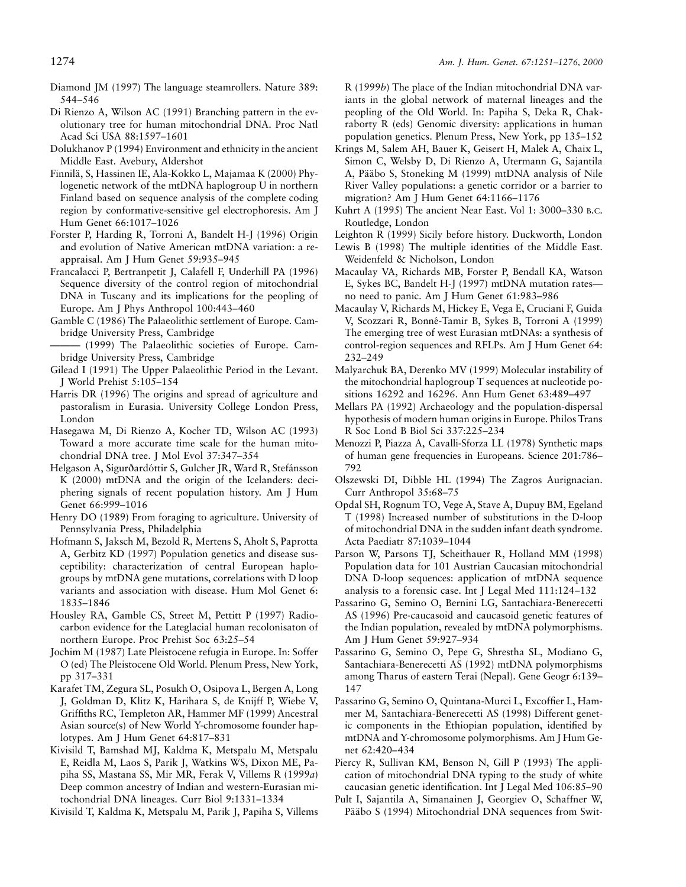Diamond JM (1997) The language steamrollers. Nature 389: 544–546

Di Rienzo A, Wilson AC (1991) Branching pattern in the evolutionary tree for human mitochondrial DNA. Proc Natl Acad Sci USA 88:1597–1601

Dolukhanov P (1994) Environment and ethnicity in the ancient Middle East. Avebury, Aldershot

Finnilä, S, Hassinen IE, Ala-Kokko L, Majamaa K (2000) Phylogenetic network of the mtDNA haplogroup U in northern Finland based on sequence analysis of the complete coding region by conformative-sensitive gel electrophoresis. Am J Hum Genet 66:1017–1026

Forster P, Harding R, Torroni A, Bandelt H-J (1996) Origin and evolution of Native American mtDNA variation: a reappraisal. Am J Hum Genet 59:935–945

Francalacci P, Bertranpetit J, Calafell F, Underhill PA (1996) Sequence diversity of the control region of mitochondrial DNA in Tuscany and its implications for the peopling of Europe. Am J Phys Anthropol 100:443–460

Gamble C (1986) The Palaeolithic settlement of Europe. Cambridge University Press, Cambridge

——— (1999) The Palaeolithic societies of Europe. Cambridge University Press, Cambridge

Gilead I (1991) The Upper Palaeolithic Period in the Levant. J World Prehist 5:105–154

Harris DR (1996) The origins and spread of agriculture and pastoralism in Eurasia. University College London Press, London

Hasegawa M, Di Rienzo A, Kocher TD, Wilson AC (1993) Toward a more accurate time scale for the human mitochondrial DNA tree. J Mol Evol 37:347–354

Helgason A, Sigurðardóttir S, Gulcher JR, Ward R, Stefánsson K (2000) mtDNA and the origin of the Icelanders: deciphering signals of recent population history. Am J Hum Genet 66:999–1016

Henry DO (1989) From foraging to agriculture. University of Pennsylvania Press, Philadelphia

Hofmann S, Jaksch M, Bezold R, Mertens S, Aholt S, Paprotta A, Gerbitz KD (1997) Population genetics and disease susceptibility: characterization of central European haplogroups by mtDNA gene mutations, correlations with D loop variants and association with disease. Hum Mol Genet 6: 1835–1846

Housley RA, Gamble CS, Street M, Pettitt P (1997) Radiocarbon evidence for the Lateglacial human recolonisaton of northern Europe. Proc Prehist Soc 63:25–54

Jochim M (1987) Late Pleistocene refugia in Europe. In: Soffer O (ed) The Pleistocene Old World. Plenum Press, New York, pp 317–331

Karafet TM, Zegura SL, Posukh O, Osipova L, Bergen A, Long J, Goldman D, Klitz K, Harihara S, de Knijff P, Wiebe V, Griffiths RC, Templeton AR, Hammer MF (1999) Ancestral Asian source(s) of New World Y-chromosome founder haplotypes. Am J Hum Genet 64:817–831

Kivisild T, Bamshad MJ, Kaldma K, Metspalu M, Metspalu E, Reidla M, Laos S, Parik J, Watkins WS, Dixon ME, Papiha SS, Mastana SS, Mir MR, Ferak V, Villems R (1999*a*) Deep common ancestry of Indian and western-Eurasian mitochondrial DNA lineages. Curr Biol 9:1331–1334

Kivisild T, Kaldma K, Metspalu M, Parik J, Papiha S, Villems R (1999*b*) The place of the Indian mitochondrial DNA variants in the global network of maternal lineages and the peopling of the Old World. In: Papiha S, Deka R, Chakraborty R (eds) Genomic diversity: applications in human population genetics. Plenum Press, New York, pp 135–152

Krings M, Salem AH, Bauer K, Geisert H, Malek A, Chaix L, Simon C, Welsby D, Di Rienzo A, Utermann G, Sajantila A, Pääbo S, Stoneking M (1999) mtDNA analysis of Nile River Valley populations: a genetic corridor or a barrier to migration? Am J Hum Genet 64:1166–1176

Kuhrt A (1995) The ancient Near East. Vol 1: 3000–330 B.C. Routledge, London

Leighton R (1999) Sicily before history. Duckworth, London

Lewis B (1998) The multiple identities of the Middle East. Weidenfeld & Nicholson, London

Macaulay VA, Richards MB, Forster P, Bendall KA, Watson E, Sykes BC, Bandelt H-J (1997) mtDNA mutation rates—no need to panic. Am J Hum Genet 61:983–986

Macaulay V, Richards M, Hickey E, Vega E, Cruciani F, Guida V, Scozzari R, Bonné-Tamir B, Sykes B, Torroni A (1999) The emerging tree of west Eurasian mtDNAs: a synthesis of control-region sequences and RFLPs. Am J Hum Genet 64: 232–249

Malyarchuk BA, Derenko MV (1999) Molecular instability of the mitochondrial haplogroup T sequences at nucleotide positions 16292 and 16296. Ann Hum Genet 63:489–497

Mellars PA (1992) Archaeology and the population-dispersal hypothesis of modern human origins in Europe. Philos Trans R Soc Lond B Biol Sci 337:225–234

Menozzi P, Piazza A, Cavalli-Sforza LL (1978) Synthetic maps of human gene frequencies in Europeans. Science 201:786–792

Olszewski DI, Dibble HL (1994) The Zagros Aurignacian. Curr Anthropol 35:68–75

Opdal SH, Rognum TO, Vege A, Stave A, Dupuy BM, Egeland T (1998) Increased number of substitutions in the D-loop of mitochondrial DNA in the sudden infant death syndrome. Acta Paediatr 87:1039–1044

Parson W, Parsons TJ, Scheithauer R, Holland MM (1998) Population data for 101 Austrian Caucasian mitochondrial DNA D-loop sequences: application of mtDNA sequence analysis to a forensic case. Int J Legal Med 111:124–132

Passarino G, Semino O, Bernini LG, Santachiara-Benerecetti AS (1996) Pre-caucasoid and caucasoid genetic features of the Indian population, revealed by mtDNA polymorphisms. Am J Hum Genet 59:927–934

Passarino G, Semino O, Pepe G, Shrestha SL, Modiano G, Santachiara-Benerecetti AS (1992) mtDNA polymorphisms among Tharus of eastern Terai (Nepal). Gene Geogr 6:139–147

Passarino G, Semino O, Quintana-Murci L, Excoffier L, Hammer M, Santachiara-Benerecetti AS (1998) Different genetic components in the Ethiopian population, identified by mtDNA and Y-chromosome polymorphisms. Am J Hum Genet 62:420–434

Piercy R, Sullivan KM, Benson N, Gill P (1993) The application of mitochondrial DNA typing to the study of white caucasian genetic identification. Int J Legal Med 106:85–90

Pult I, Sajantila A, Simanainen J, Georgiev O, Schaffner W, Pääbo S (1994) Mitochondrial DNA sequences from Swit-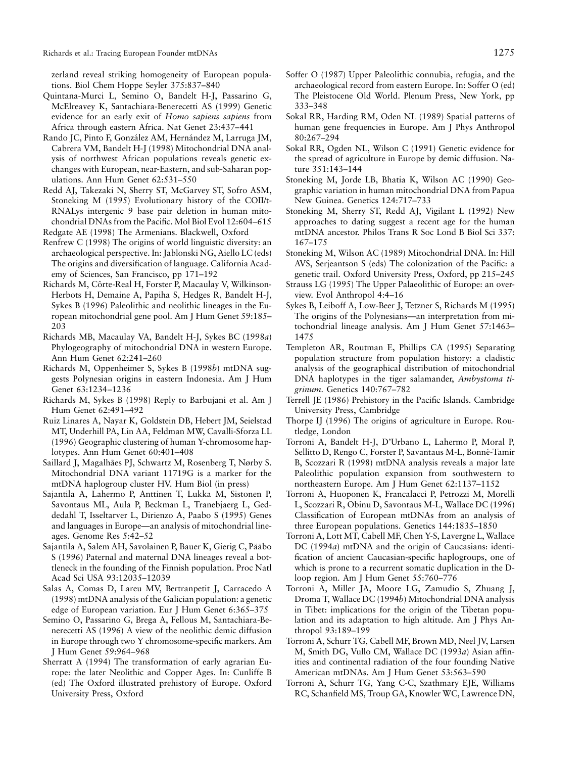zerland reveal striking homogeneity of European populations. Biol Chem Hoppe Seyler 375:837–840

Quintana-Murci L, Semino O, Bandelt H-J, Passarino G, McElreavey K, Santachiara-Benerecetti AS (1999) Genetic evidence for an early exit of *Homo sapiens sapiens* from Africa through eastern Africa. Nat Genet 23:437–441

Rando JC, Pinto F, González AM, Hernández M, Larruga JM, Cabrera VM, Bandelt H-J (1998) Mitochondrial DNA analysis of northwest African populations reveals genetic exchanges with European, near-Eastern, and sub-Saharan populations. Ann Hum Genet 62:531–550

Redd AJ, Takezaki N, Sherry ST, McGarvey ST, Sofro ASM, Stoneking M (1995) Evolutionary history of the COII/tRNALys intergenic 9 base pair deletion in human mitochondrial DNAs from the Pacific. Mol Biol Evol 12:604–615

Redgate AE (1998) The Armenians. Blackwell, Oxford

Renfrew C (1998) The origins of world linguistic diversity: an archaeological perspective. In: Jablonski NG, Aiello LC (eds) The origins and diversification of language. California Academy of Sciences, San Francisco, pp 171–192

Richards M, Côrte-Real H, Forster P, Macaulay V, Wilkinson-Herbots H, Demaine A, Papiha S, Hedges R, Bandelt H-J, Sykes B (1996) Paleolithic and neolithic lineages in the European mitochondrial gene pool. Am J Hum Genet 59:185–203

Richards MB, Macaulay VA, Bandelt H-J, Sykes BC (1998*a*) Phylogeography of mitochondrial DNA in western Europe. Ann Hum Genet 62:241–260

Richards M, Oppenheimer S, Sykes B (1998*b*) mtDNA suggests Polynesian origins in eastern Indonesia. Am J Hum Genet 63:1234–1236

Richards M, Sykes B (1998) Reply to Barbujani et al. Am J Hum Genet 62:491–492

Ruiz Linares A, Nayar K, Goldstein DB, Hebert JM, Seielstad MT, Underhill PA, Lin AA, Feldman MW, Cavalli-Sforza LL (1996) Geographic clustering of human Y-chromosome haplotypes. Ann Hum Genet 60:401–408

Saillard J, Magalhães PJ, Schwartz M, Rosenberg T, Nørby S. Mitochondrial DNA variant 11719G is a marker for the mtDNA haplogroup cluster HV. Hum Biol (in press)

Sajantila A, Lahermo P, Anttinen T, Lukka M, Sistonen P, Savontaus ML, Aula P, Beckman L, Tranebjaerg L, Geddedahl T, Isseltarver L, Dirienzo A, Paabo S (1995) Genes and languages in Europe—an analysis of mitochondrial lineages. Genome Res 5:42–52

Sajantila A, Salem AH, Savolainen P, Bauer K, Gierig C, Pääbo S (1996) Paternal and maternal DNA lineages reveal a bottleneck in the founding of the Finnish population. Proc Natl Acad Sci USA 93:12035–12039

Salas A, Comas D, Lareu MV, Bertranpetit J, Carracedo A (1998) mtDNA analysis of the Galician population: a genetic edge of European variation. Eur J Hum Genet 6:365–375

Semino O, Passarino G, Brega A, Fellous M, Santachiara-Benerecetti AS (1996) A view of the neolithic demic diffusion in Europe through two Y chromosome-specific markers. Am J Hum Genet 59:964–968

Sherratt A (1994) The transformation of early agrarian Europe: the later Neolithic and Copper Ages. In: Cunliffe B (ed) The Oxford illustrated prehistory of Europe. Oxford University Press, Oxford

Soffer O (1987) Upper Paleolithic connubia, refugia, and the archaeological record from eastern Europe. In: Soffer O (ed) The Pleistocene Old World. Plenum Press, New York, pp 333–348

Sokal RR, Harding RM, Oden NL (1989) Spatial patterns of human gene frequencies in Europe. Am J Phys Anthropol 80:267–294

Sokal RR, Ogden NL, Wilson C (1991) Genetic evidence for the spread of agriculture in Europe by demic diffusion. Nature 351:143–144

Stoneking M, Jorde LB, Bhatia K, Wilson AC (1990) Geographic variation in human mitochondrial DNA from Papua New Guinea. Genetics 124:717–733

Stoneking M, Sherry ST, Redd AJ, Vigilant L (1992) New approaches to dating suggest a recent age for the human mtDNA ancestor. Philos Trans R Soc Lond B Biol Sci 337:167–175

Stoneking M, Wilson AC (1989) Mitochondrial DNA. In: Hill AVS, Serjeantson S (eds) The colonization of the Pacific: a genetic trail. Oxford University Press, Oxford, pp 215–245

Strauss LG (1995) The Upper Palaeolithic of Europe: an overview. Evol Anthropol 4:4–16

Sykes B, Leiboff A, Low-Beer J, Tetzner S, Richards M (1995) The origins of the Polynesians—an interpretation from mitochondrial lineage analysis. Am J Hum Genet 57:1463–1475

Templeton AR, Routman E, Phillips CA (1995) Separating population structure from population history: a cladistic analysis of the geographical distribution of mitochondrial DNA haplotypes in the tiger salamander, *Ambystoma tigrinum*. Genetics 140:767–782

Terrell JE (1986) Prehistory in the Pacific Islands. Cambridge University Press, Cambridge

Thorpe IJ (1996) The origins of agriculture in Europe. Routledge, London

Torroni A, Bandelt H-J, D'Urbano L, Lahermo P, Moral P, Sellitto D, Rengo C, Forster P, Savantaus M-L, Bonné-Tamir B, Scozzari R (1998) mtDNA analysis reveals a major late Paleolithic population expansion from southwestern to northeastern Europe. Am J Hum Genet 62:1137–1152

Torroni A, Huoponen K, Francalacci P, Petrozzi M, Morelli L, Scozzari R, Obinu D, Savontaus M-L, Wallace DC (1996) Classification of European mtDNAs from an analysis of three European populations. Genetics 144:1835–1850

Torroni A, Lott MT, Cabell MF, Chen Y-S, Lavergne L, Wallace DC (1994*a*) mtDNA and the origin of Caucasians: identification of ancient Caucasian-specific haplogroups, one of which is prone to a recurrent somatic duplication in the D-loop region. Am J Hum Genet 55:760–776

Torroni A, Miller JA, Moore LG, Zamudio S, Zhuang J, Droma T, Wallace DC (1994*b*) Mitochondrial DNA analysis in Tibet: implications for the origin of the Tibetan population and its adaptation to high altitude. Am J Phys Anthropol 93:189–199

Torroni A, Schurr TG, Cabell MF, Brown MD, Neel JV, Larsen M, Smith DG, Vullo CM, Wallace DC (1993*a*) Asian affinities and continental radiation of the four founding Native American mtDNAs. Am J Hum Genet 53:563–590

Torroni A, Schurr TG, Yang C-C, Szathmary EJE, Williams RC, Schanfield MS, Troup GA, Knowler WC, Lawrence DN,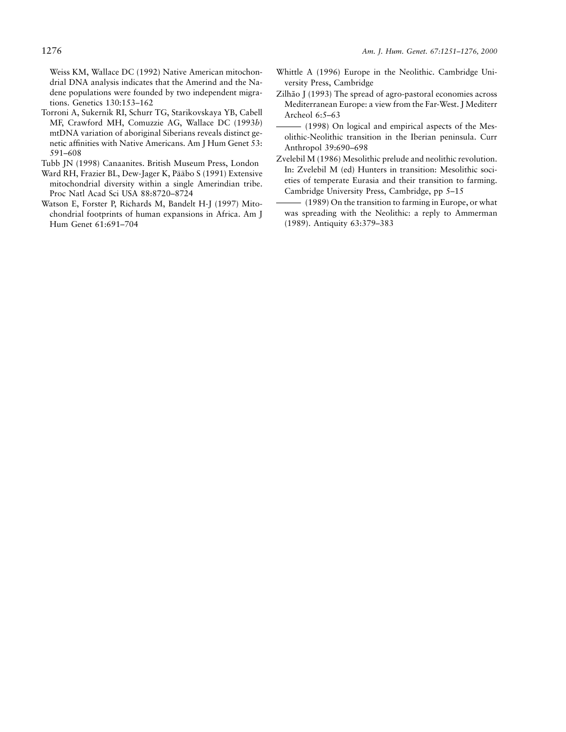Weiss KM, Wallace DC (1992) Native American mitochondrial DNA analysis indicates that the Amerind and the Nadene populations were founded by two independent migrations. Genetics 130:153–162

Torroni A, Sukernik RI, Schurr TG, Starikovskaya YB, Cabell MF, Crawford MH, Comuzzie AG, Wallace DC (1993*b*) mtDNA variation of aboriginal Siberians reveals distinct genetic affinities with Native Americans. Am J Hum Genet 53: 591–608

Tubb JN (1998) Canaanites. British Museum Press, London

Ward RH, Frazier BL, Dew-Jager K, Pääbo S (1991) Extensive mitochondrial diversity within a single Amerindian tribe. Proc Natl Acad Sci USA 88:8720–8724

Watson E, Forster P, Richards M, Bandelt H-J (1997) Mitochondrial footprints of human expansions in Africa. Am J Hum Genet 61:691–704

Whittle A (1996) Europe in the Neolithic. Cambridge University Press, Cambridge

Zilhão J (1993) The spread of agro-pastoral economies across Mediterranean Europe: a view from the Far-West. J Mediterr Archeol 6:5–63

——— (1998) On logical and empirical aspects of the Mesolithic-Neolithic transition in the Iberian peninsula. Curr Anthropol 39:690–698

Zvelebil M (1986) Mesolithic prelude and neolithic revolution. In: Zvelebil M (ed) Hunters in transition: Mesolithic societies of temperate Eurasia and their transition to farming. Cambridge University Press, Cambridge, pp 5–15

——— (1989) On the transition to farming in Europe, or what was spreading with the Neolithic: a reply to Ammerman (1989). Antiquity 63:379–383